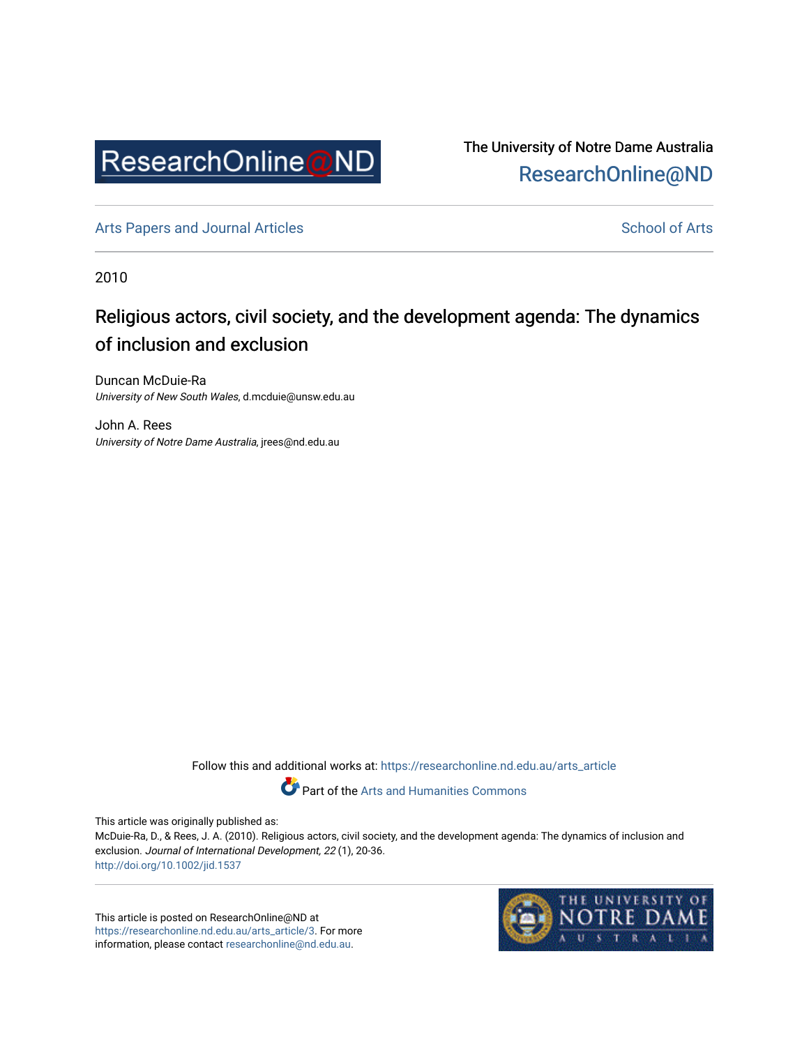The University of Notre Dame Australia
ResearchOnline@ND

Arts Papers and Journal Articles

School of Arts

2010

# Religious actors, civil society, and the development agenda: The dynamics of inclusion and exclusion

Duncan McDuie-Ra
*University of New South Wales*, d.mcduie@unsw.edu.au

John A. Rees
*University of Notre Dame Australia*, jrees@nd.edu.au

Follow this and additional works at: https://researchonline.nd.edu.au/arts_article

Part of the Arts and Humanities Commons

This article was originally published as:
McDuie-Ra, D., & Rees, J. A. (2010). Religious actors, civil society, and the development agenda: The dynamics of inclusion and exclusion. *Journal of International Development, 22* (1), 20-36.
http://doi.org/10.1002/jid.1537

This article is posted on ResearchOnline@ND at https://researchonline.nd.edu.au/arts_article/3. For more information, please contact researchonline@nd.edu.au.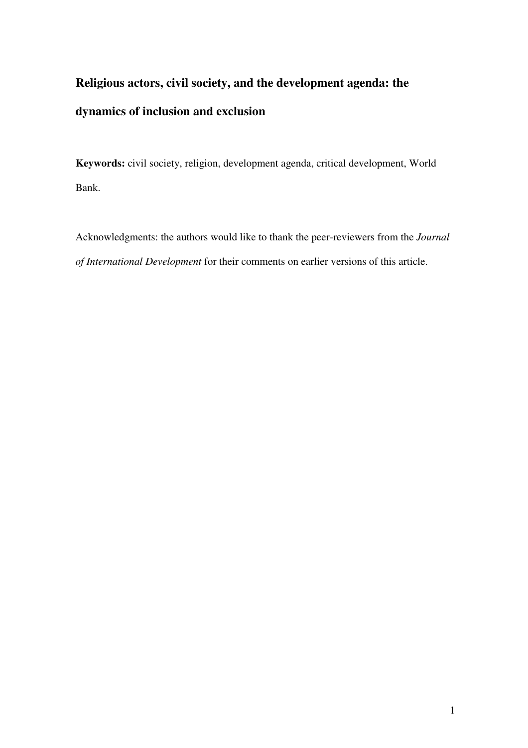# Religious actors, civil society, and the development agenda: the dynamics of inclusion and exclusion

**Keywords:** civil society, religion, development agenda, critical development, World Bank.

Acknowledgments: the authors would like to thank the peer-reviewers from the *Journal of International Development* for their comments on earlier versions of this article.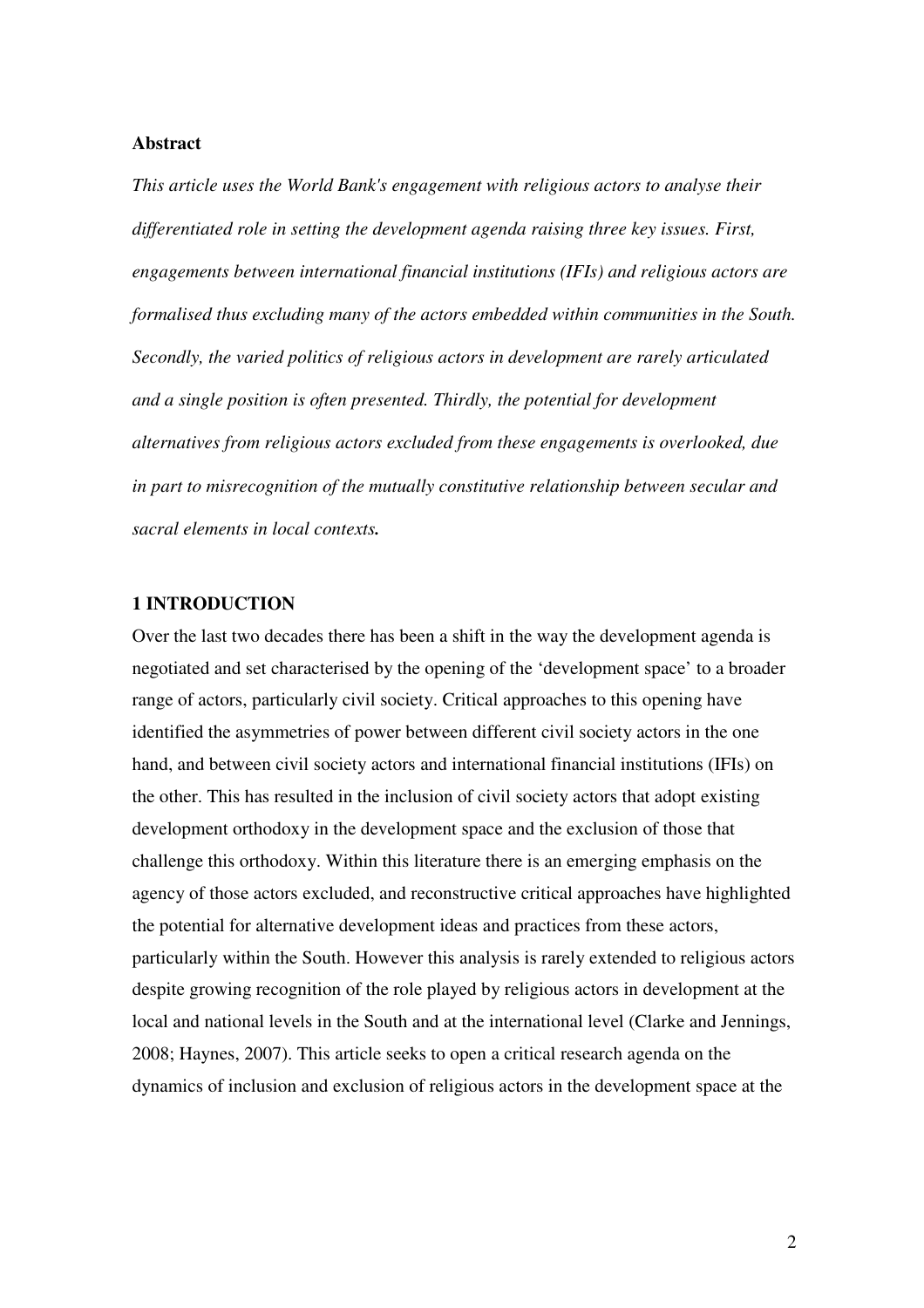**Abstract**

*This article uses the World Bank's engagement with religious actors to analyse their differentiated role in setting the development agenda raising three key issues. First, engagements between international financial institutions (IFIs) and religious actors are formalised thus excluding many of the actors embedded within communities in the South. Secondly, the varied politics of religious actors in development are rarely articulated and a single position is often presented. Thirdly, the potential for development alternatives from religious actors excluded from these engagements is overlooked, due in part to misrecognition of the mutually constitutive relationship between secular and sacral elements in local contexts.*

## 1 INTRODUCTION

Over the last two decades there has been a shift in the way the development agenda is negotiated and set characterised by the opening of the 'development space' to a broader range of actors, particularly civil society. Critical approaches to this opening have identified the asymmetries of power between different civil society actors in the one hand, and between civil society actors and international financial institutions (IFIs) on the other. This has resulted in the inclusion of civil society actors that adopt existing development orthodoxy in the development space and the exclusion of those that challenge this orthodoxy. Within this literature there is an emerging emphasis on the agency of those actors excluded, and reconstructive critical approaches have highlighted the potential for alternative development ideas and practices from these actors, particularly within the South. However this analysis is rarely extended to religious actors despite growing recognition of the role played by religious actors in development at the local and national levels in the South and at the international level (Clarke and Jennings, 2008; Haynes, 2007). This article seeks to open a critical research agenda on the dynamics of inclusion and exclusion of religious actors in the development space at the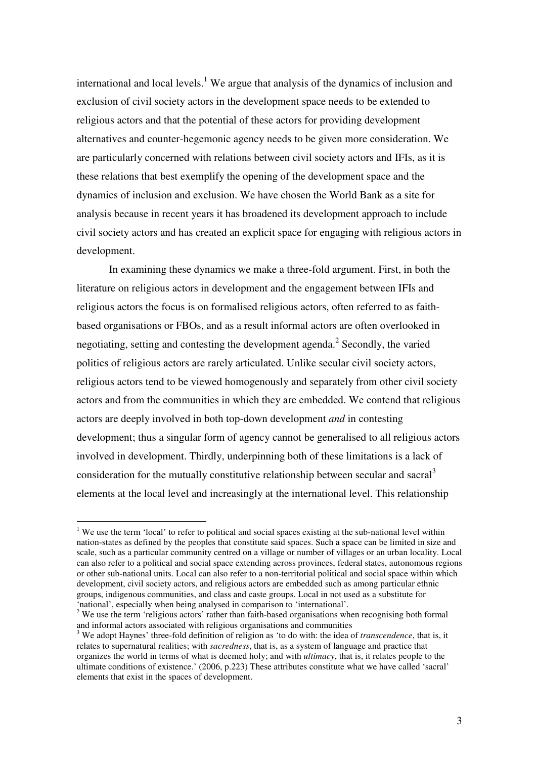international and local levels.[1] We argue that analysis of the dynamics of inclusion and exclusion of civil society actors in the development space needs to be extended to religious actors and that the potential of these actors for providing development alternatives and counter-hegemonic agency needs to be given more consideration. We are particularly concerned with relations between civil society actors and IFIs, as it is these relations that best exemplify the opening of the development space and the dynamics of inclusion and exclusion. We have chosen the World Bank as a site for analysis because in recent years it has broadened its development approach to include civil society actors and has created an explicit space for engaging with religious actors in development.

In examining these dynamics we make a three-fold argument. First, in both the literature on religious actors in development and the engagement between IFIs and religious actors the focus is on formalised religious actors, often referred to as faith-based organisations or FBOs, and as a result informal actors are often overlooked in negotiating, setting and contesting the development agenda.[2] Secondly, the varied politics of religious actors are rarely articulated. Unlike secular civil society actors, religious actors tend to be viewed homogenously and separately from other civil society actors and from the communities in which they are embedded. We contend that religious actors are deeply involved in both top-down development *and* in contesting development; thus a singular form of agency cannot be generalised to all religious actors involved in development. Thirdly, underpinning both of these limitations is a lack of consideration for the mutually constitutive relationship between secular and sacral[3] elements at the local level and increasingly at the international level. This relationship

---

[1] We use the term 'local' to refer to political and social spaces existing at the sub-national level within nation-states as defined by the peoples that constitute said spaces. Such a space can be limited in size and scale, such as a particular community centred on a village or number of villages or an urban locality. Local can also refer to a political and social space extending across provinces, federal states, autonomous regions or other sub-national units. Local can also refer to a non-territorial political and social space within which development, civil society actors, and religious actors are embedded such as among particular ethnic groups, indigenous communities, and class and caste groups. Local in not used as a substitute for 'national', especially when being analysed in comparison to 'international'.

[2] We use the term 'religious actors' rather than faith-based organisations when recognising both formal and informal actors associated with religious organisations and communities

[3] We adopt Haynes' three-fold definition of religion as 'to do with: the idea of *transcendence*, that is, it relates to supernatural realities; with *sacredness*, that is, as a system of language and practice that organizes the world in terms of what is deemed holy; and with *ultimacy*, that is, it relates people to the ultimate conditions of existence.' (2006, p.223) These attributes constitute what we have called 'sacral' elements that exist in the spaces of development.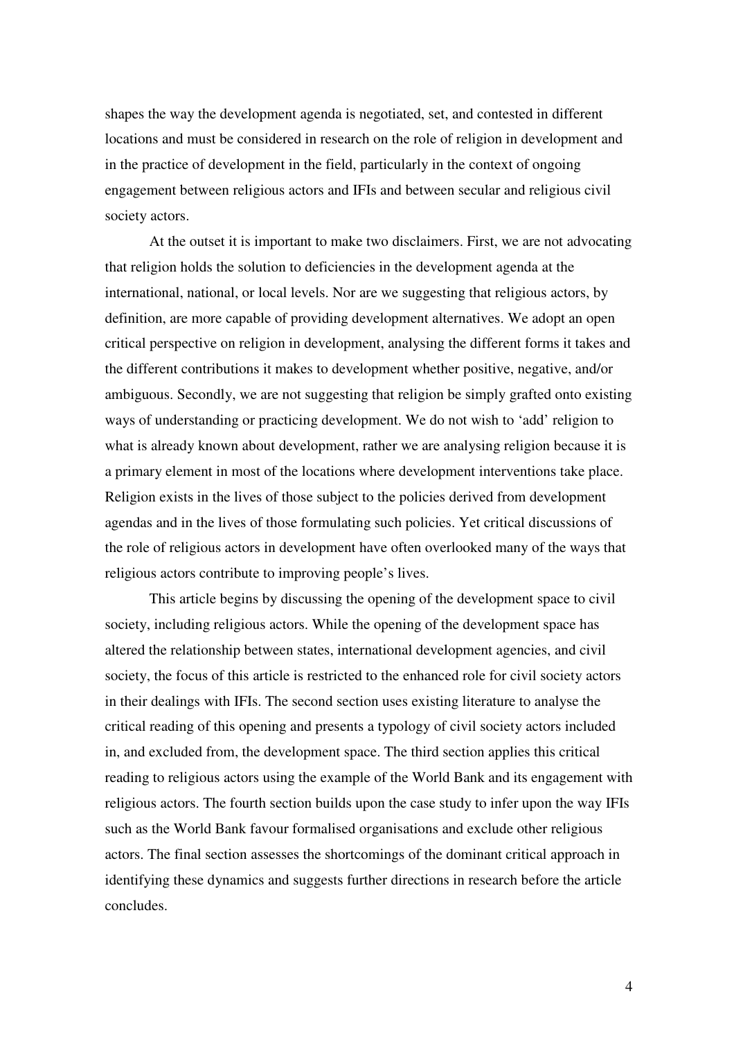shapes the way the development agenda is negotiated, set, and contested in different locations and must be considered in research on the role of religion in development and in the practice of development in the field, particularly in the context of ongoing engagement between religious actors and IFIs and between secular and religious civil society actors.

At the outset it is important to make two disclaimers. First, we are not advocating that religion holds the solution to deficiencies in the development agenda at the international, national, or local levels. Nor are we suggesting that religious actors, by definition, are more capable of providing development alternatives. We adopt an open critical perspective on religion in development, analysing the different forms it takes and the different contributions it makes to development whether positive, negative, and/or ambiguous. Secondly, we are not suggesting that religion be simply grafted onto existing ways of understanding or practicing development. We do not wish to 'add' religion to what is already known about development, rather we are analysing religion because it is a primary element in most of the locations where development interventions take place. Religion exists in the lives of those subject to the policies derived from development agendas and in the lives of those formulating such policies. Yet critical discussions of the role of religious actors in development have often overlooked many of the ways that religious actors contribute to improving people's lives.

This article begins by discussing the opening of the development space to civil society, including religious actors. While the opening of the development space has altered the relationship between states, international development agencies, and civil society, the focus of this article is restricted to the enhanced role for civil society actors in their dealings with IFIs. The second section uses existing literature to analyse the critical reading of this opening and presents a typology of civil society actors included in, and excluded from, the development space. The third section applies this critical reading to religious actors using the example of the World Bank and its engagement with religious actors. The fourth section builds upon the case study to infer upon the way IFIs such as the World Bank favour formalised organisations and exclude other religious actors. The final section assesses the shortcomings of the dominant critical approach in identifying these dynamics and suggests further directions in research before the article concludes.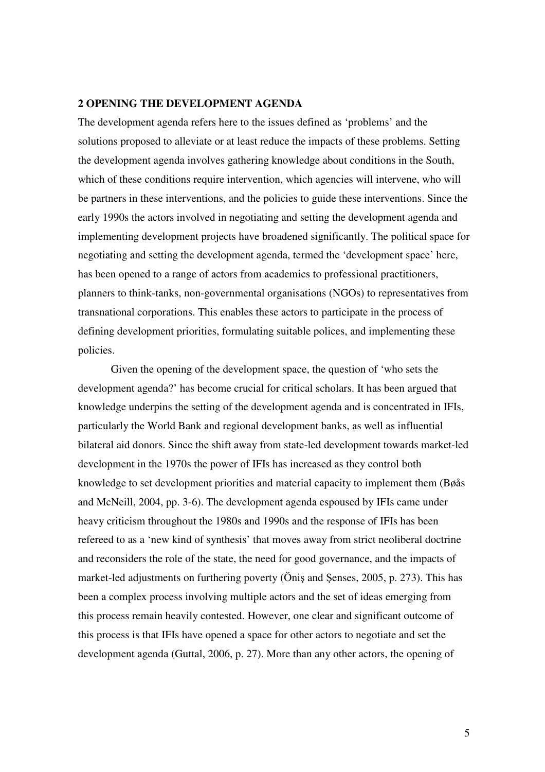## 2 OPENING THE DEVELOPMENT AGENDA

The development agenda refers here to the issues defined as 'problems' and the solutions proposed to alleviate or at least reduce the impacts of these problems. Setting the development agenda involves gathering knowledge about conditions in the South, which of these conditions require intervention, which agencies will intervene, who will be partners in these interventions, and the policies to guide these interventions. Since the early 1990s the actors involved in negotiating and setting the development agenda and implementing development projects have broadened significantly. The political space for negotiating and setting the development agenda, termed the 'development space' here, has been opened to a range of actors from academics to professional practitioners, planners to think-tanks, non-governmental organisations (NGOs) to representatives from transnational corporations. This enables these actors to participate in the process of defining development priorities, formulating suitable polices, and implementing these policies.

Given the opening of the development space, the question of 'who sets the development agenda?' has become crucial for critical scholars. It has been argued that knowledge underpins the setting of the development agenda and is concentrated in IFIs, particularly the World Bank and regional development banks, as well as influential bilateral aid donors. Since the shift away from state-led development towards market-led development in the 1970s the power of IFIs has increased as they control both knowledge to set development priorities and material capacity to implement them (Bøås and McNeill, 2004, pp. 3-6). The development agenda espoused by IFIs came under heavy criticism throughout the 1980s and 1990s and the response of IFIs has been refereed to as a 'new kind of synthesis' that moves away from strict neoliberal doctrine and reconsiders the role of the state, the need for good governance, and the impacts of market-led adjustments on furthering poverty (Öniş and Şenses, 2005, p. 273). This has been a complex process involving multiple actors and the set of ideas emerging from this process remain heavily contested. However, one clear and significant outcome of this process is that IFIs have opened a space for other actors to negotiate and set the development agenda (Guttal, 2006, p. 27). More than any other actors, the opening of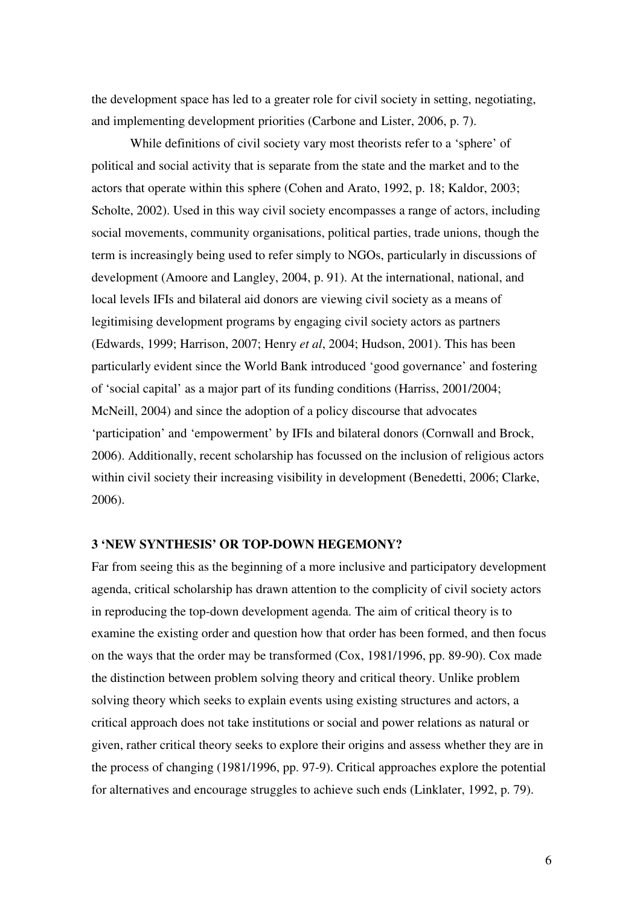the development space has led to a greater role for civil society in setting, negotiating, and implementing development priorities (Carbone and Lister, 2006, p. 7).

While definitions of civil society vary most theorists refer to a 'sphere' of political and social activity that is separate from the state and the market and to the actors that operate within this sphere (Cohen and Arato, 1992, p. 18; Kaldor, 2003; Scholte, 2002). Used in this way civil society encompasses a range of actors, including social movements, community organisations, political parties, trade unions, though the term is increasingly being used to refer simply to NGOs, particularly in discussions of development (Amoore and Langley, 2004, p. 91). At the international, national, and local levels IFIs and bilateral aid donors are viewing civil society as a means of legitimising development programs by engaging civil society actors as partners (Edwards, 1999; Harrison, 2007; Henry *et al*, 2004; Hudson, 2001). This has been particularly evident since the World Bank introduced 'good governance' and fostering of 'social capital' as a major part of its funding conditions (Harriss, 2001/2004; McNeill, 2004) and since the adoption of a policy discourse that advocates 'participation' and 'empowerment' by IFIs and bilateral donors (Cornwall and Brock, 2006). Additionally, recent scholarship has focussed on the inclusion of religious actors within civil society their increasing visibility in development (Benedetti, 2006; Clarke, 2006).

## 3 'NEW SYNTHESIS' OR TOP-DOWN HEGEMONY?

Far from seeing this as the beginning of a more inclusive and participatory development agenda, critical scholarship has drawn attention to the complicity of civil society actors in reproducing the top-down development agenda. The aim of critical theory is to examine the existing order and question how that order has been formed, and then focus on the ways that the order may be transformed (Cox, 1981/1996, pp. 89-90). Cox made the distinction between problem solving theory and critical theory. Unlike problem solving theory which seeks to explain events using existing structures and actors, a critical approach does not take institutions or social and power relations as natural or given, rather critical theory seeks to explore their origins and assess whether they are in the process of changing (1981/1996, pp. 97-9). Critical approaches explore the potential for alternatives and encourage struggles to achieve such ends (Linklater, 1992, p. 79).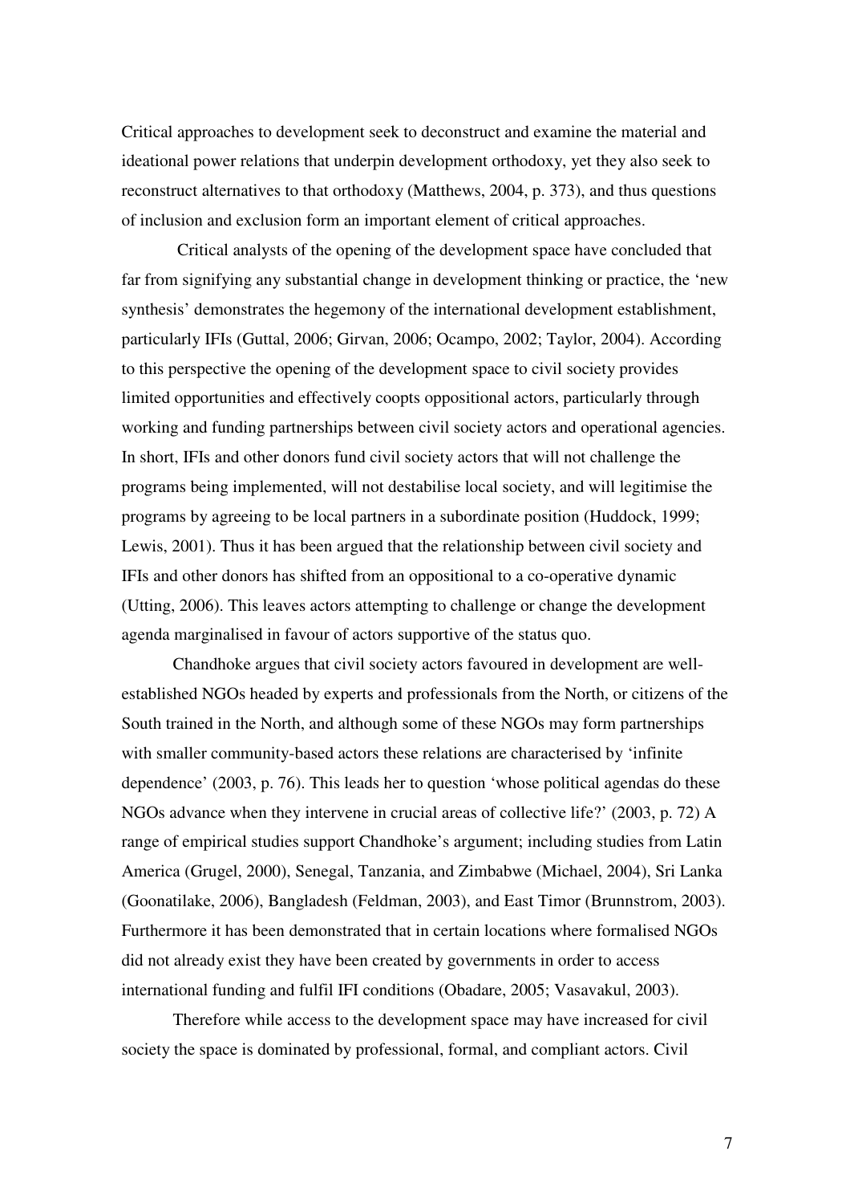Critical approaches to development seek to deconstruct and examine the material and ideational power relations that underpin development orthodoxy, yet they also seek to reconstruct alternatives to that orthodoxy (Matthews, 2004, p. 373), and thus questions of inclusion and exclusion form an important element of critical approaches.

Critical analysts of the opening of the development space have concluded that far from signifying any substantial change in development thinking or practice, the 'new synthesis' demonstrates the hegemony of the international development establishment, particularly IFIs (Guttal, 2006; Girvan, 2006; Ocampo, 2002; Taylor, 2004). According to this perspective the opening of the development space to civil society provides limited opportunities and effectively coopts oppositional actors, particularly through working and funding partnerships between civil society actors and operational agencies. In short, IFIs and other donors fund civil society actors that will not challenge the programs being implemented, will not destabilise local society, and will legitimise the programs by agreeing to be local partners in a subordinate position (Huddock, 1999; Lewis, 2001). Thus it has been argued that the relationship between civil society and IFIs and other donors has shifted from an oppositional to a co-operative dynamic (Utting, 2006). This leaves actors attempting to challenge or change the development agenda marginalised in favour of actors supportive of the status quo.

Chandhoke argues that civil society actors favoured in development are well-established NGOs headed by experts and professionals from the North, or citizens of the South trained in the North, and although some of these NGOs may form partnerships with smaller community-based actors these relations are characterised by 'infinite dependence' (2003, p. 76). This leads her to question 'whose political agendas do these NGOs advance when they intervene in crucial areas of collective life?' (2003, p. 72) A range of empirical studies support Chandhoke's argument; including studies from Latin America (Grugel, 2000), Senegal, Tanzania, and Zimbabwe (Michael, 2004), Sri Lanka (Goonatilake, 2006), Bangladesh (Feldman, 2003), and East Timor (Brunnstrom, 2003). Furthermore it has been demonstrated that in certain locations where formalised NGOs did not already exist they have been created by governments in order to access international funding and fulfil IFI conditions (Obadare, 2005; Vasavakul, 2003).

Therefore while access to the development space may have increased for civil society the space is dominated by professional, formal, and compliant actors. Civil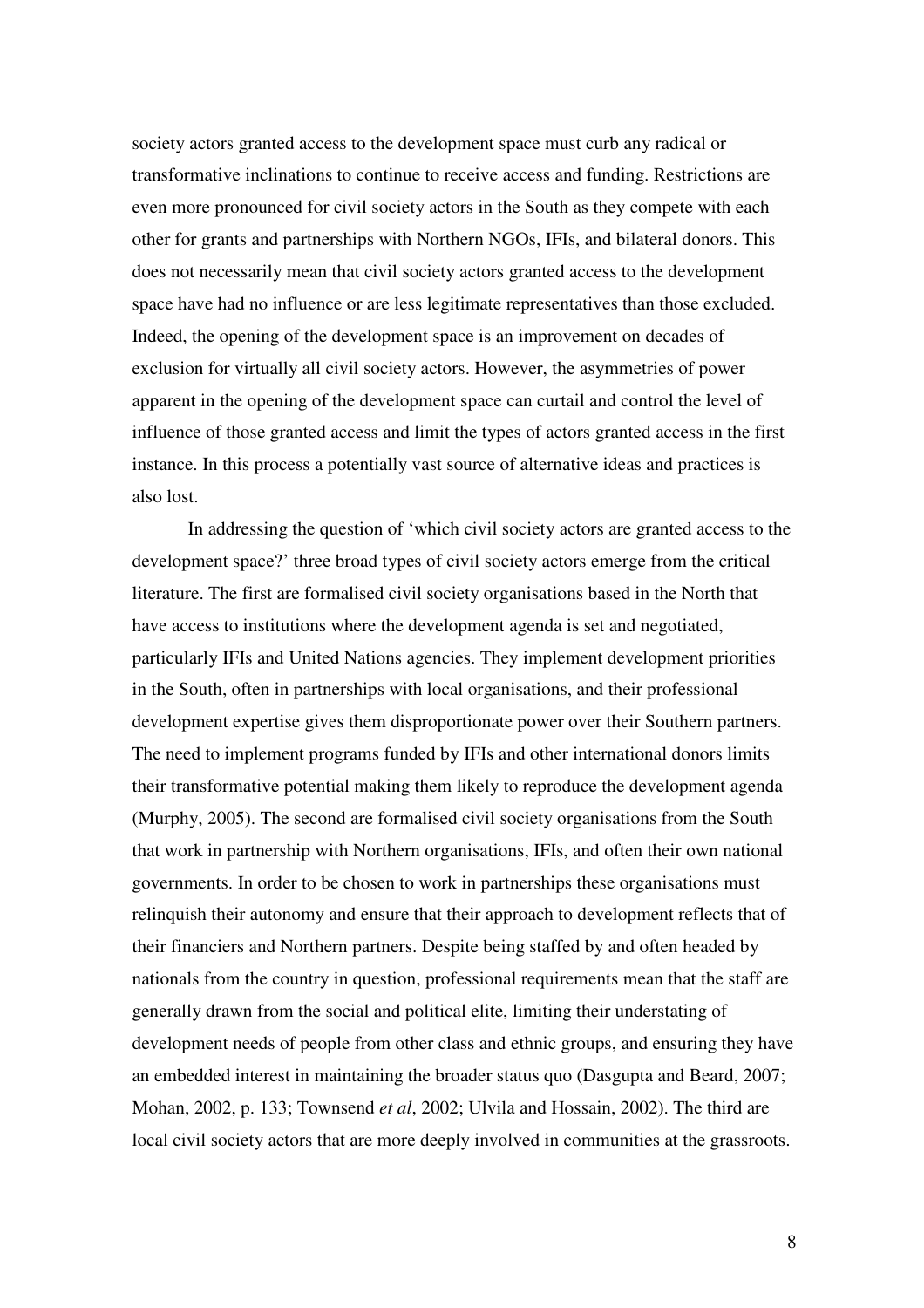society actors granted access to the development space must curb any radical or transformative inclinations to continue to receive access and funding. Restrictions are even more pronounced for civil society actors in the South as they compete with each other for grants and partnerships with Northern NGOs, IFIs, and bilateral donors. This does not necessarily mean that civil society actors granted access to the development space have had no influence or are less legitimate representatives than those excluded. Indeed, the opening of the development space is an improvement on decades of exclusion for virtually all civil society actors. However, the asymmetries of power apparent in the opening of the development space can curtail and control the level of influence of those granted access and limit the types of actors granted access in the first instance. In this process a potentially vast source of alternative ideas and practices is also lost.

In addressing the question of 'which civil society actors are granted access to the development space?' three broad types of civil society actors emerge from the critical literature. The first are formalised civil society organisations based in the North that have access to institutions where the development agenda is set and negotiated, particularly IFIs and United Nations agencies. They implement development priorities in the South, often in partnerships with local organisations, and their professional development expertise gives them disproportionate power over their Southern partners. The need to implement programs funded by IFIs and other international donors limits their transformative potential making them likely to reproduce the development agenda (Murphy, 2005). The second are formalised civil society organisations from the South that work in partnership with Northern organisations, IFIs, and often their own national governments. In order to be chosen to work in partnerships these organisations must relinquish their autonomy and ensure that their approach to development reflects that of their financiers and Northern partners. Despite being staffed by and often headed by nationals from the country in question, professional requirements mean that the staff are generally drawn from the social and political elite, limiting their understating of development needs of people from other class and ethnic groups, and ensuring they have an embedded interest in maintaining the broader status quo (Dasgupta and Beard, 2007; Mohan, 2002, p. 133; Townsend *et al*, 2002; Ulvila and Hossain, 2002). The third are local civil society actors that are more deeply involved in communities at the grassroots.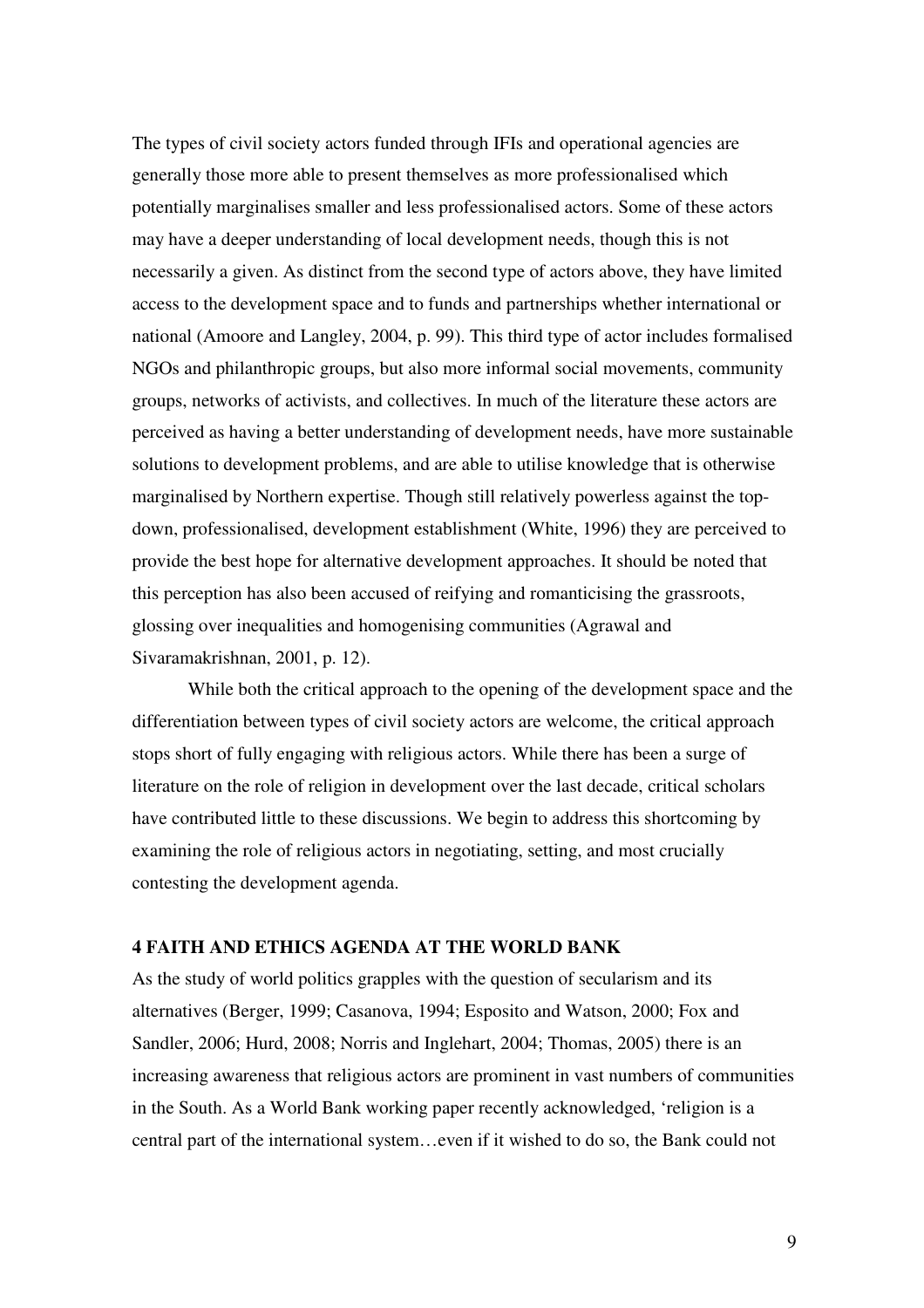The types of civil society actors funded through IFIs and operational agencies are generally those more able to present themselves as more professionalised which potentially marginalises smaller and less professionalised actors. Some of these actors may have a deeper understanding of local development needs, though this is not necessarily a given. As distinct from the second type of actors above, they have limited access to the development space and to funds and partnerships whether international or national (Amoore and Langley, 2004, p. 99). This third type of actor includes formalised NGOs and philanthropic groups, but also more informal social movements, community groups, networks of activists, and collectives. In much of the literature these actors are perceived as having a better understanding of development needs, have more sustainable solutions to development problems, and are able to utilise knowledge that is otherwise marginalised by Northern expertise. Though still relatively powerless against the top-down, professionalised, development establishment (White, 1996) they are perceived to provide the best hope for alternative development approaches. It should be noted that this perception has also been accused of reifying and romanticising the grassroots, glossing over inequalities and homogenising communities (Agrawal and Sivaramakrishnan, 2001, p. 12).

While both the critical approach to the opening of the development space and the differentiation between types of civil society actors are welcome, the critical approach stops short of fully engaging with religious actors. While there has been a surge of literature on the role of religion in development over the last decade, critical scholars have contributed little to these discussions. We begin to address this shortcoming by examining the role of religious actors in negotiating, setting, and most crucially contesting the development agenda.

## 4 FAITH AND ETHICS AGENDA AT THE WORLD BANK

As the study of world politics grapples with the question of secularism and its alternatives (Berger, 1999; Casanova, 1994; Esposito and Watson, 2000; Fox and Sandler, 2006; Hurd, 2008; Norris and Inglehart, 2004; Thomas, 2005) there is an increasing awareness that religious actors are prominent in vast numbers of communities in the South. As a World Bank working paper recently acknowledged, 'religion is a central part of the international system…even if it wished to do so, the Bank could not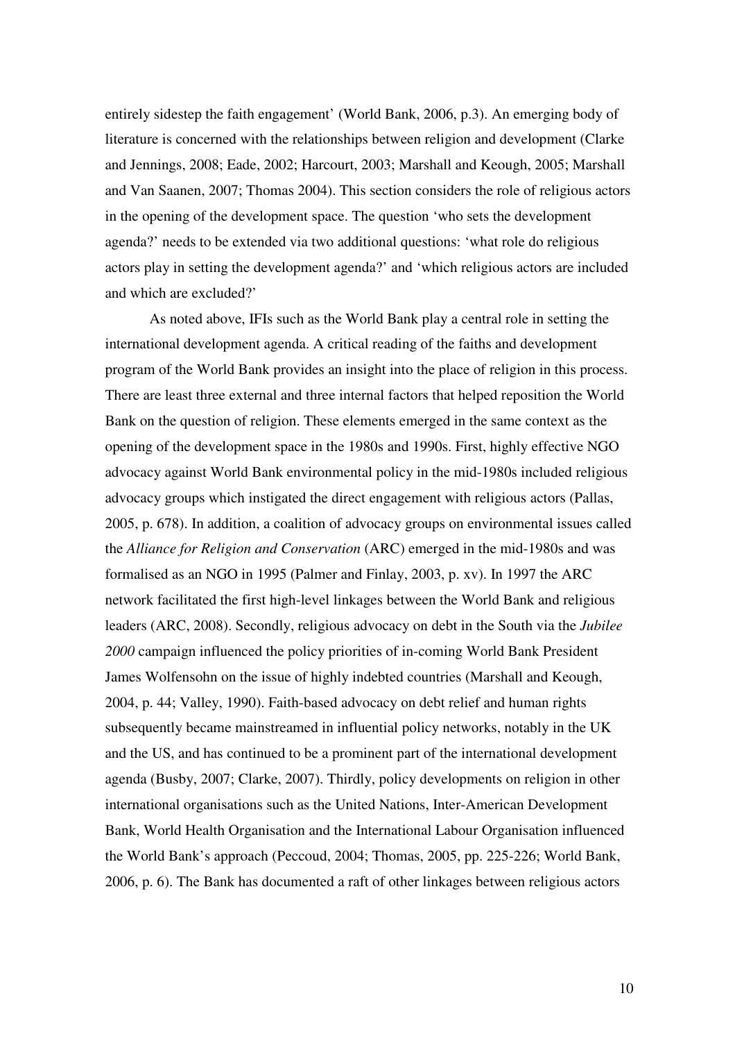entirely sidestep the faith engagement' (World Bank, 2006, p.3). An emerging body of literature is concerned with the relationships between religion and development (Clarke and Jennings, 2008; Eade, 2002; Harcourt, 2003; Marshall and Keough, 2005; Marshall and Van Saanen, 2007; Thomas 2004). This section considers the role of religious actors in the opening of the development space. The question 'who sets the development agenda?' needs to be extended via two additional questions: 'what role do religious actors play in setting the development agenda?' and 'which religious actors are included and which are excluded?'

As noted above, IFIs such as the World Bank play a central role in setting the international development agenda. A critical reading of the faiths and development program of the World Bank provides an insight into the place of religion in this process. There are least three external and three internal factors that helped reposition the World Bank on the question of religion. These elements emerged in the same context as the opening of the development space in the 1980s and 1990s. First, highly effective NGO advocacy against World Bank environmental policy in the mid-1980s included religious advocacy groups which instigated the direct engagement with religious actors (Pallas, 2005, p. 678). In addition, a coalition of advocacy groups on environmental issues called the *Alliance for Religion and Conservation* (ARC) emerged in the mid-1980s and was formalised as an NGO in 1995 (Palmer and Finlay, 2003, p. xv). In 1997 the ARC network facilitated the first high-level linkages between the World Bank and religious leaders (ARC, 2008). Secondly, religious advocacy on debt in the South via the *Jubilee 2000* campaign influenced the policy priorities of in-coming World Bank President James Wolfensohn on the issue of highly indebted countries (Marshall and Keough, 2004, p. 44; Valley, 1990). Faith-based advocacy on debt relief and human rights subsequently became mainstreamed in influential policy networks, notably in the UK and the US, and has continued to be a prominent part of the international development agenda (Busby, 2007; Clarke, 2007). Thirdly, policy developments on religion in other international organisations such as the United Nations, Inter-American Development Bank, World Health Organisation and the International Labour Organisation influenced the World Bank's approach (Peccoud, 2004; Thomas, 2005, pp. 225-226; World Bank, 2006, p. 6). The Bank has documented a raft of other linkages between religious actors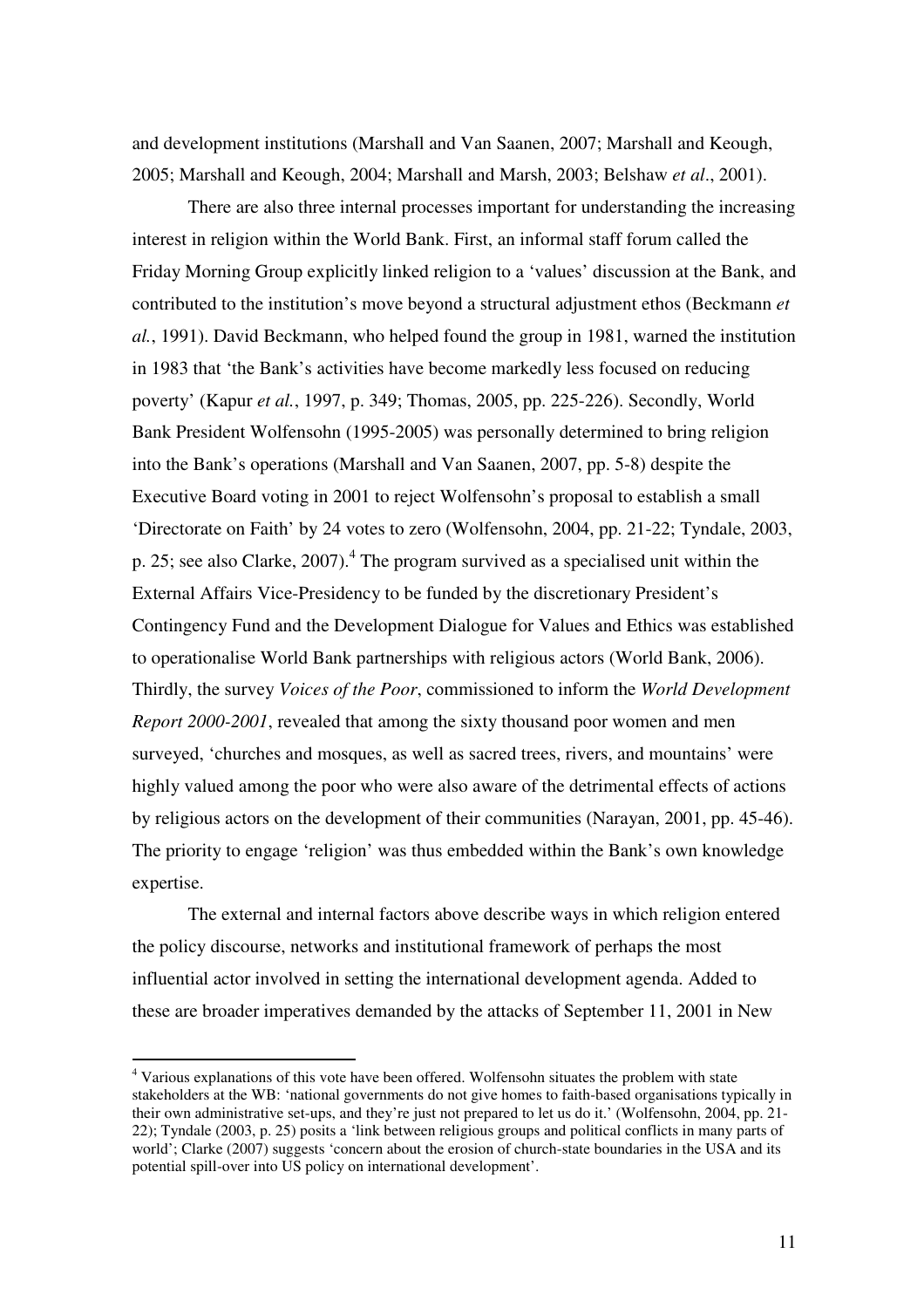and development institutions (Marshall and Van Saanen, 2007; Marshall and Keough, 2005; Marshall and Keough, 2004; Marshall and Marsh, 2003; Belshaw *et al*., 2001).

There are also three internal processes important for understanding the increasing interest in religion within the World Bank. First, an informal staff forum called the Friday Morning Group explicitly linked religion to a 'values' discussion at the Bank, and contributed to the institution's move beyond a structural adjustment ethos (Beckmann *et al.*, 1991). David Beckmann, who helped found the group in 1981, warned the institution in 1983 that 'the Bank's activities have become markedly less focused on reducing poverty' (Kapur *et al.*, 1997, p. 349; Thomas, 2005, pp. 225-226). Secondly, World Bank President Wolfensohn (1995-2005) was personally determined to bring religion into the Bank's operations (Marshall and Van Saanen, 2007, pp. 5-8) despite the Executive Board voting in 2001 to reject Wolfensohn's proposal to establish a small 'Directorate on Faith' by 24 votes to zero (Wolfensohn, 2004, pp. 21-22; Tyndale, 2003, p. 25; see also Clarke, 2007).[4] The program survived as a specialised unit within the External Affairs Vice-Presidency to be funded by the discretionary President's Contingency Fund and the Development Dialogue for Values and Ethics was established to operationalise World Bank partnerships with religious actors (World Bank, 2006). Thirdly, the survey *Voices of the Poor*, commissioned to inform the *World Development Report 2000-2001*, revealed that among the sixty thousand poor women and men surveyed, 'churches and mosques, as well as sacred trees, rivers, and mountains' were highly valued among the poor who were also aware of the detrimental effects of actions by religious actors on the development of their communities (Narayan, 2001, pp. 45-46). The priority to engage 'religion' was thus embedded within the Bank's own knowledge expertise.

The external and internal factors above describe ways in which religion entered the policy discourse, networks and institutional framework of perhaps the most influential actor involved in setting the international development agenda. Added to these are broader imperatives demanded by the attacks of September 11, 2001 in New

[4] Various explanations of this vote have been offered. Wolfensohn situates the problem with state stakeholders at the WB: 'national governments do not give homes to faith-based organisations typically in their own administrative set-ups, and they're just not prepared to let us do it.' (Wolfensohn, 2004, pp. 21-22); Tyndale (2003, p. 25) posits a 'link between religious groups and political conflicts in many parts of world'; Clarke (2007) suggests 'concern about the erosion of church-state boundaries in the USA and its potential spill-over into US policy on international development'.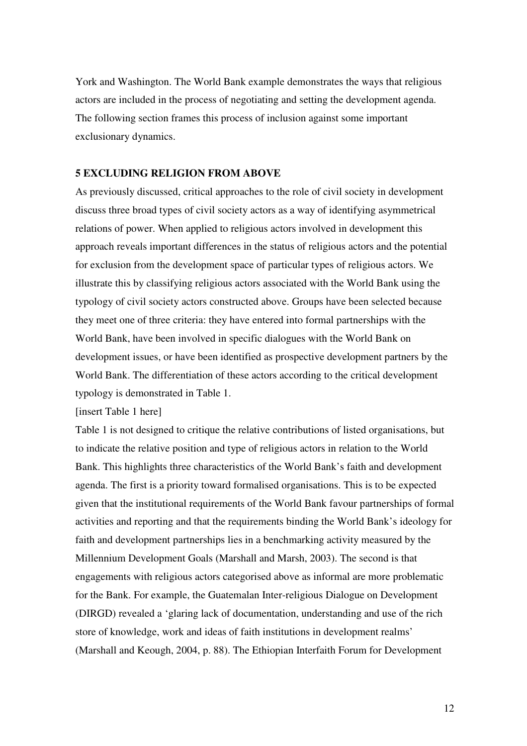York and Washington. The World Bank example demonstrates the ways that religious actors are included in the process of negotiating and setting the development agenda. The following section frames this process of inclusion against some important exclusionary dynamics.

## 5 EXCLUDING RELIGION FROM ABOVE

As previously discussed, critical approaches to the role of civil society in development discuss three broad types of civil society actors as a way of identifying asymmetrical relations of power. When applied to religious actors involved in development this approach reveals important differences in the status of religious actors and the potential for exclusion from the development space of particular types of religious actors. We illustrate this by classifying religious actors associated with the World Bank using the typology of civil society actors constructed above. Groups have been selected because they meet one of three criteria: they have entered into formal partnerships with the World Bank, have been involved in specific dialogues with the World Bank on development issues, or have been identified as prospective development partners by the World Bank. The differentiation of these actors according to the critical development typology is demonstrated in Table 1.

[insert Table 1 here]

Table 1 is not designed to critique the relative contributions of listed organisations, but to indicate the relative position and type of religious actors in relation to the World Bank. This highlights three characteristics of the World Bank's faith and development agenda. The first is a priority toward formalised organisations. This is to be expected given that the institutional requirements of the World Bank favour partnerships of formal activities and reporting and that the requirements binding the World Bank's ideology for faith and development partnerships lies in a benchmarking activity measured by the Millennium Development Goals (Marshall and Marsh, 2003). The second is that engagements with religious actors categorised above as informal are more problematic for the Bank. For example, the Guatemalan Inter-religious Dialogue on Development (DIRGD) revealed a 'glaring lack of documentation, understanding and use of the rich store of knowledge, work and ideas of faith institutions in development realms' (Marshall and Keough, 2004, p. 88). The Ethiopian Interfaith Forum for Development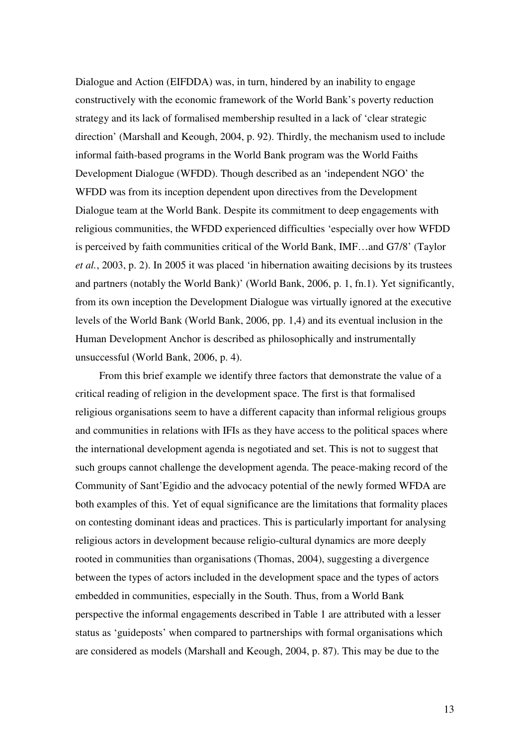Dialogue and Action (EIFDDA) was, in turn, hindered by an inability to engage constructively with the economic framework of the World Bank's poverty reduction strategy and its lack of formalised membership resulted in a lack of 'clear strategic direction' (Marshall and Keough, 2004, p. 92). Thirdly, the mechanism used to include informal faith-based programs in the World Bank program was the World Faiths Development Dialogue (WFDD). Though described as an 'independent NGO' the WFDD was from its inception dependent upon directives from the Development Dialogue team at the World Bank. Despite its commitment to deep engagements with religious communities, the WFDD experienced difficulties 'especially over how WFDD is perceived by faith communities critical of the World Bank, IMF…and G7/8' (Taylor *et al.*, 2003, p. 2). In 2005 it was placed 'in hibernation awaiting decisions by its trustees and partners (notably the World Bank)' (World Bank, 2006, p. 1, fn.1). Yet significantly, from its own inception the Development Dialogue was virtually ignored at the executive levels of the World Bank (World Bank, 2006, pp. 1,4) and its eventual inclusion in the Human Development Anchor is described as philosophically and instrumentally unsuccessful (World Bank, 2006, p. 4).

From this brief example we identify three factors that demonstrate the value of a critical reading of religion in the development space. The first is that formalised religious organisations seem to have a different capacity than informal religious groups and communities in relations with IFIs as they have access to the political spaces where the international development agenda is negotiated and set. This is not to suggest that such groups cannot challenge the development agenda. The peace-making record of the Community of Sant'Egidio and the advocacy potential of the newly formed WFDA are both examples of this. Yet of equal significance are the limitations that formality places on contesting dominant ideas and practices. This is particularly important for analysing religious actors in development because religio-cultural dynamics are more deeply rooted in communities than organisations (Thomas, 2004), suggesting a divergence between the types of actors included in the development space and the types of actors embedded in communities, especially in the South. Thus, from a World Bank perspective the informal engagements described in Table 1 are attributed with a lesser status as 'guideposts' when compared to partnerships with formal organisations which are considered as models (Marshall and Keough, 2004, p. 87). This may be due to the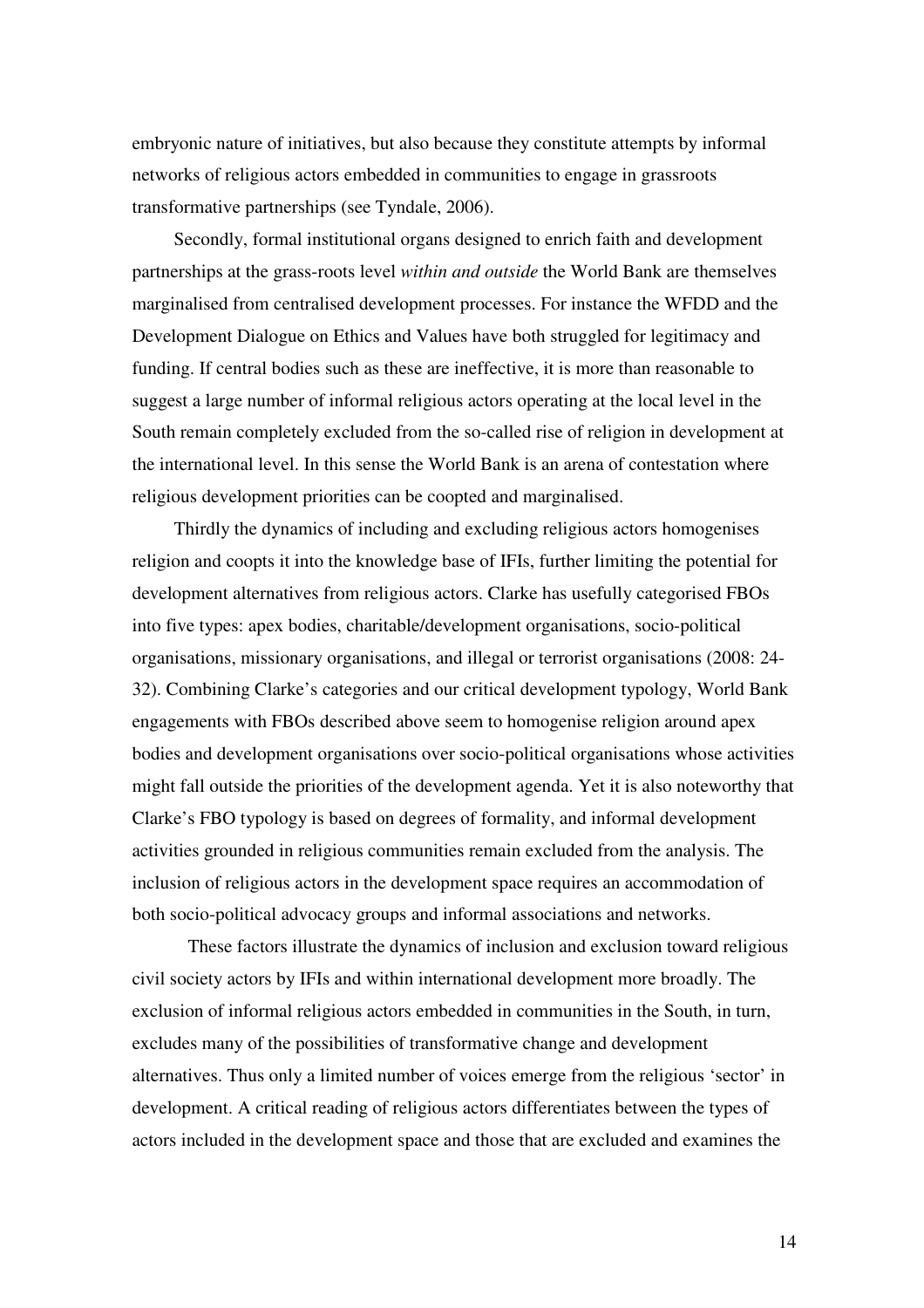embryonic nature of initiatives, but also because they constitute attempts by informal networks of religious actors embedded in communities to engage in grassroots transformative partnerships (see Tyndale, 2006).

Secondly, formal institutional organs designed to enrich faith and development partnerships at the grass-roots level *within and outside* the World Bank are themselves marginalised from centralised development processes. For instance the WFDD and the Development Dialogue on Ethics and Values have both struggled for legitimacy and funding. If central bodies such as these are ineffective, it is more than reasonable to suggest a large number of informal religious actors operating at the local level in the South remain completely excluded from the so-called rise of religion in development at the international level. In this sense the World Bank is an arena of contestation where religious development priorities can be coopted and marginalised.

Thirdly the dynamics of including and excluding religious actors homogenises religion and coopts it into the knowledge base of IFIs, further limiting the potential for development alternatives from religious actors. Clarke has usefully categorised FBOs into five types: apex bodies, charitable/development organisations, socio-political organisations, missionary organisations, and illegal or terrorist organisations (2008: 24-32). Combining Clarke's categories and our critical development typology, World Bank engagements with FBOs described above seem to homogenise religion around apex bodies and development organisations over socio-political organisations whose activities might fall outside the priorities of the development agenda. Yet it is also noteworthy that Clarke's FBO typology is based on degrees of formality, and informal development activities grounded in religious communities remain excluded from the analysis. The inclusion of religious actors in the development space requires an accommodation of both socio-political advocacy groups and informal associations and networks.

These factors illustrate the dynamics of inclusion and exclusion toward religious civil society actors by IFIs and within international development more broadly. The exclusion of informal religious actors embedded in communities in the South, in turn, excludes many of the possibilities of transformative change and development alternatives. Thus only a limited number of voices emerge from the religious 'sector' in development. A critical reading of religious actors differentiates between the types of actors included in the development space and those that are excluded and examines the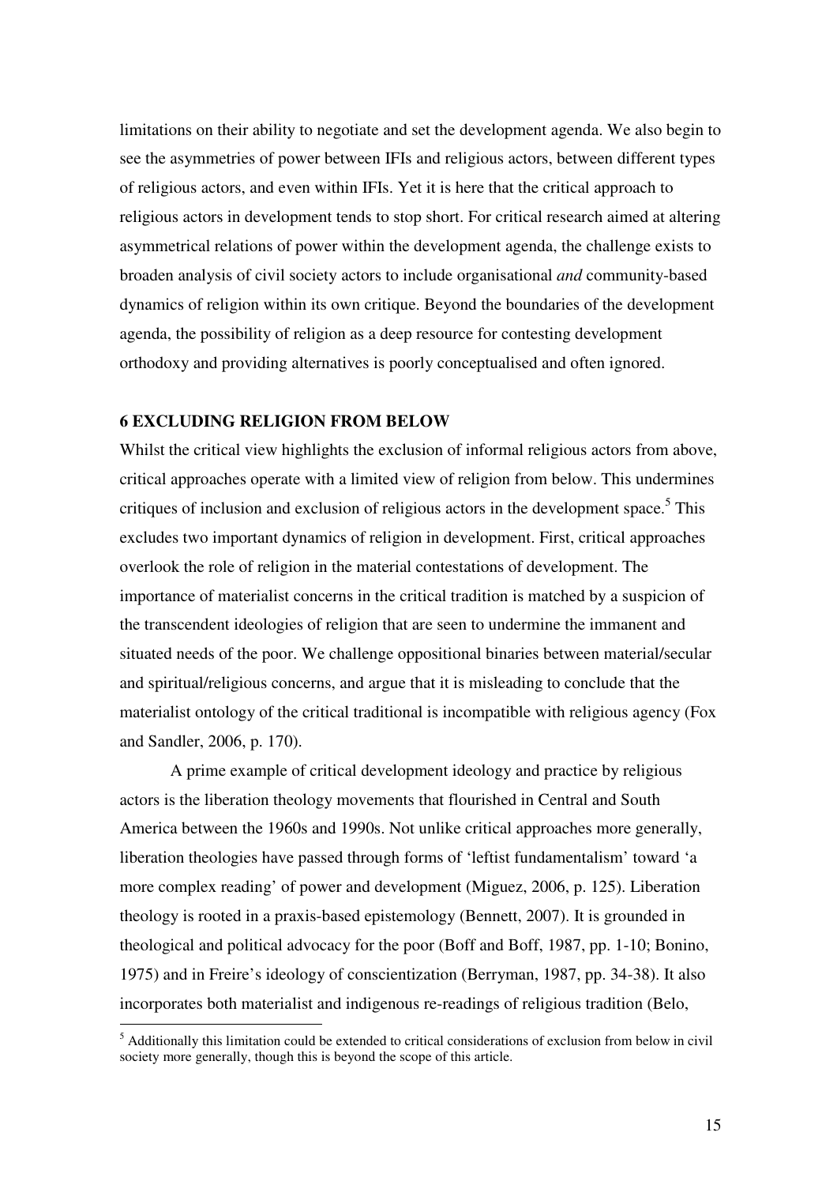limitations on their ability to negotiate and set the development agenda. We also begin to see the asymmetries of power between IFIs and religious actors, between different types of religious actors, and even within IFIs. Yet it is here that the critical approach to religious actors in development tends to stop short. For critical research aimed at altering asymmetrical relations of power within the development agenda, the challenge exists to broaden analysis of civil society actors to include organisational *and* community-based dynamics of religion within its own critique. Beyond the boundaries of the development agenda, the possibility of religion as a deep resource for contesting development orthodoxy and providing alternatives is poorly conceptualised and often ignored.

## 6 EXCLUDING RELIGION FROM BELOW

Whilst the critical view highlights the exclusion of informal religious actors from above, critical approaches operate with a limited view of religion from below. This undermines critiques of inclusion and exclusion of religious actors in the development space.[5] This excludes two important dynamics of religion in development. First, critical approaches overlook the role of religion in the material contestations of development. The importance of materialist concerns in the critical tradition is matched by a suspicion of the transcendent ideologies of religion that are seen to undermine the immanent and situated needs of the poor. We challenge oppositional binaries between material/secular and spiritual/religious concerns, and argue that it is misleading to conclude that the materialist ontology of the critical traditional is incompatible with religious agency (Fox and Sandler, 2006, p. 170).

A prime example of critical development ideology and practice by religious actors is the liberation theology movements that flourished in Central and South America between the 1960s and 1990s. Not unlike critical approaches more generally, liberation theologies have passed through forms of 'leftist fundamentalism' toward 'a more complex reading' of power and development (Miguez, 2006, p. 125). Liberation theology is rooted in a praxis-based epistemology (Bennett, 2007). It is grounded in theological and political advocacy for the poor (Boff and Boff, 1987, pp. 1-10; Bonino, 1975) and in Freire's ideology of conscientization (Berryman, 1987, pp. 34-38). It also incorporates both materialist and indigenous re-readings of religious tradition (Belo,

[5] Additionally this limitation could be extended to critical considerations of exclusion from below in civil society more generally, though this is beyond the scope of this article.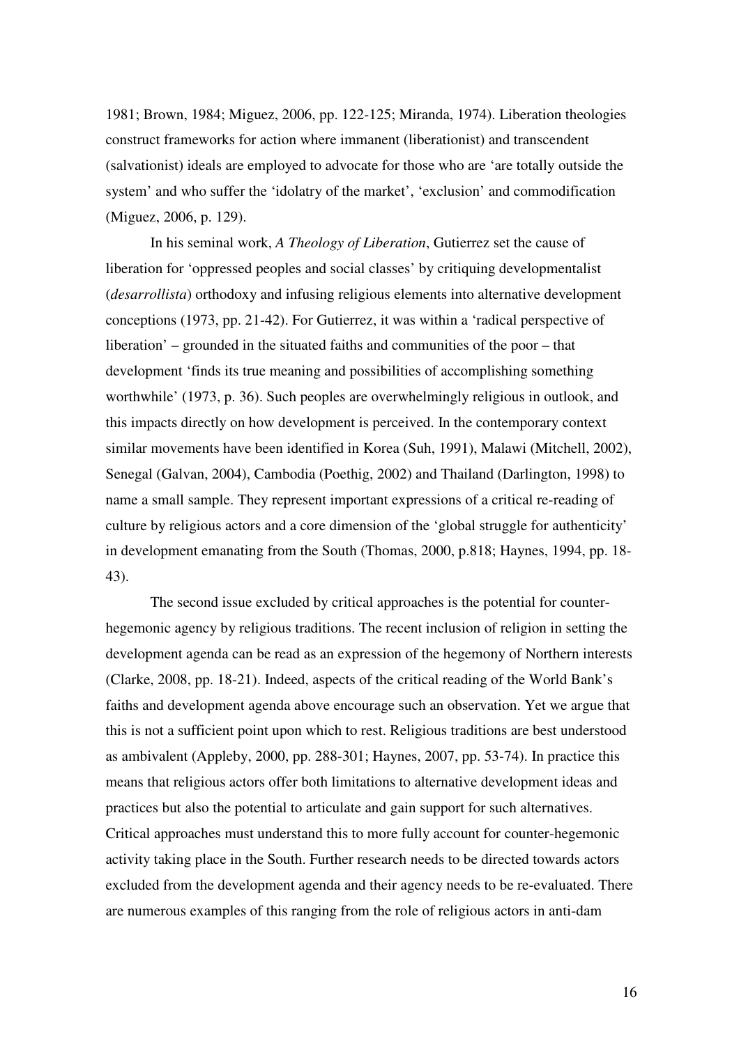1981; Brown, 1984; Miguez, 2006, pp. 122-125; Miranda, 1974). Liberation theologies construct frameworks for action where immanent (liberationist) and transcendent (salvationist) ideals are employed to advocate for those who are 'are totally outside the system' and who suffer the 'idolatry of the market', 'exclusion' and commodification (Miguez, 2006, p. 129).

In his seminal work, *A Theology of Liberation*, Gutierrez set the cause of liberation for 'oppressed peoples and social classes' by critiquing developmentalist (*desarrollista*) orthodoxy and infusing religious elements into alternative development conceptions (1973, pp. 21-42). For Gutierrez, it was within a 'radical perspective of liberation' – grounded in the situated faiths and communities of the poor – that development 'finds its true meaning and possibilities of accomplishing something worthwhile' (1973, p. 36). Such peoples are overwhelmingly religious in outlook, and this impacts directly on how development is perceived. In the contemporary context similar movements have been identified in Korea (Suh, 1991), Malawi (Mitchell, 2002), Senegal (Galvan, 2004), Cambodia (Poethig, 2002) and Thailand (Darlington, 1998) to name a small sample. They represent important expressions of a critical re-reading of culture by religious actors and a core dimension of the 'global struggle for authenticity' in development emanating from the South (Thomas, 2000, p.818; Haynes, 1994, pp. 18-43).

The second issue excluded by critical approaches is the potential for counter-hegemonic agency by religious traditions. The recent inclusion of religion in setting the development agenda can be read as an expression of the hegemony of Northern interests (Clarke, 2008, pp. 18-21). Indeed, aspects of the critical reading of the World Bank's faiths and development agenda above encourage such an observation. Yet we argue that this is not a sufficient point upon which to rest. Religious traditions are best understood as ambivalent (Appleby, 2000, pp. 288-301; Haynes, 2007, pp. 53-74). In practice this means that religious actors offer both limitations to alternative development ideas and practices but also the potential to articulate and gain support for such alternatives. Critical approaches must understand this to more fully account for counter-hegemonic activity taking place in the South. Further research needs to be directed towards actors excluded from the development agenda and their agency needs to be re-evaluated. There are numerous examples of this ranging from the role of religious actors in anti-dam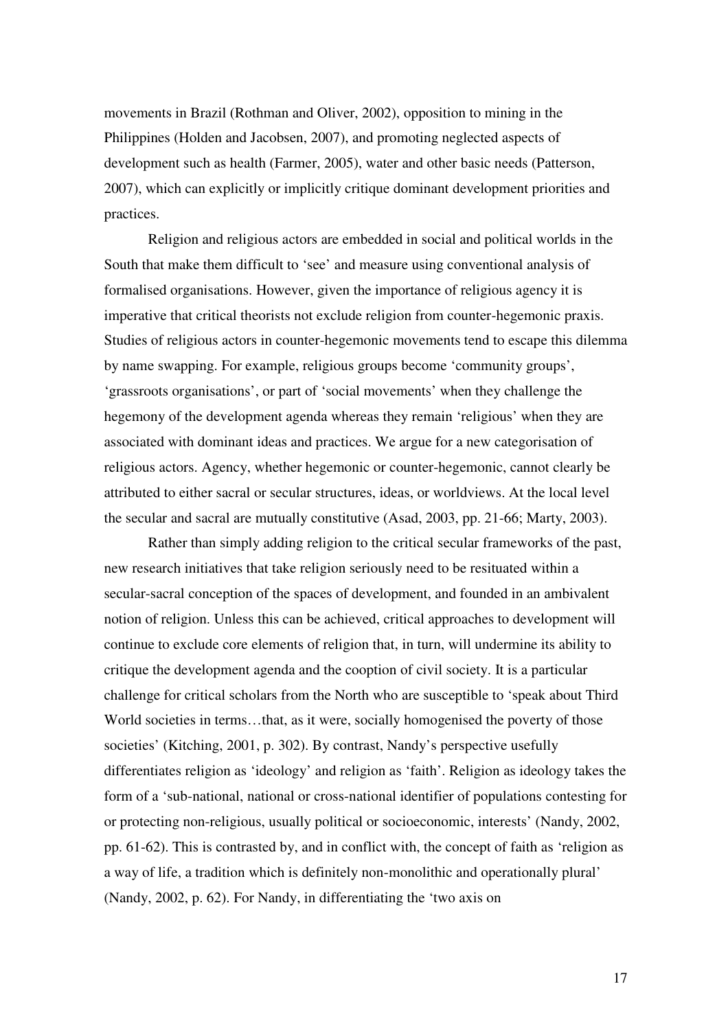movements in Brazil (Rothman and Oliver, 2002), opposition to mining in the Philippines (Holden and Jacobsen, 2007), and promoting neglected aspects of development such as health (Farmer, 2005), water and other basic needs (Patterson, 2007), which can explicitly or implicitly critique dominant development priorities and practices.

Religion and religious actors are embedded in social and political worlds in the South that make them difficult to 'see' and measure using conventional analysis of formalised organisations. However, given the importance of religious agency it is imperative that critical theorists not exclude religion from counter-hegemonic praxis. Studies of religious actors in counter-hegemonic movements tend to escape this dilemma by name swapping. For example, religious groups become 'community groups', 'grassroots organisations', or part of 'social movements' when they challenge the hegemony of the development agenda whereas they remain 'religious' when they are associated with dominant ideas and practices. We argue for a new categorisation of religious actors. Agency, whether hegemonic or counter-hegemonic, cannot clearly be attributed to either sacral or secular structures, ideas, or worldviews. At the local level the secular and sacral are mutually constitutive (Asad, 2003, pp. 21-66; Marty, 2003).

Rather than simply adding religion to the critical secular frameworks of the past, new research initiatives that take religion seriously need to be resituated within a secular-sacral conception of the spaces of development, and founded in an ambivalent notion of religion. Unless this can be achieved, critical approaches to development will continue to exclude core elements of religion that, in turn, will undermine its ability to critique the development agenda and the cooption of civil society. It is a particular challenge for critical scholars from the North who are susceptible to 'speak about Third World societies in terms…that, as it were, socially homogenised the poverty of those societies' (Kitching, 2001, p. 302). By contrast, Nandy's perspective usefully differentiates religion as 'ideology' and religion as 'faith'. Religion as ideology takes the form of a 'sub-national, national or cross-national identifier of populations contesting for or protecting non-religious, usually political or socioeconomic, interests' (Nandy, 2002, pp. 61-62). This is contrasted by, and in conflict with, the concept of faith as 'religion as a way of life, a tradition which is definitely non-monolithic and operationally plural' (Nandy, 2002, p. 62). For Nandy, in differentiating the 'two axis on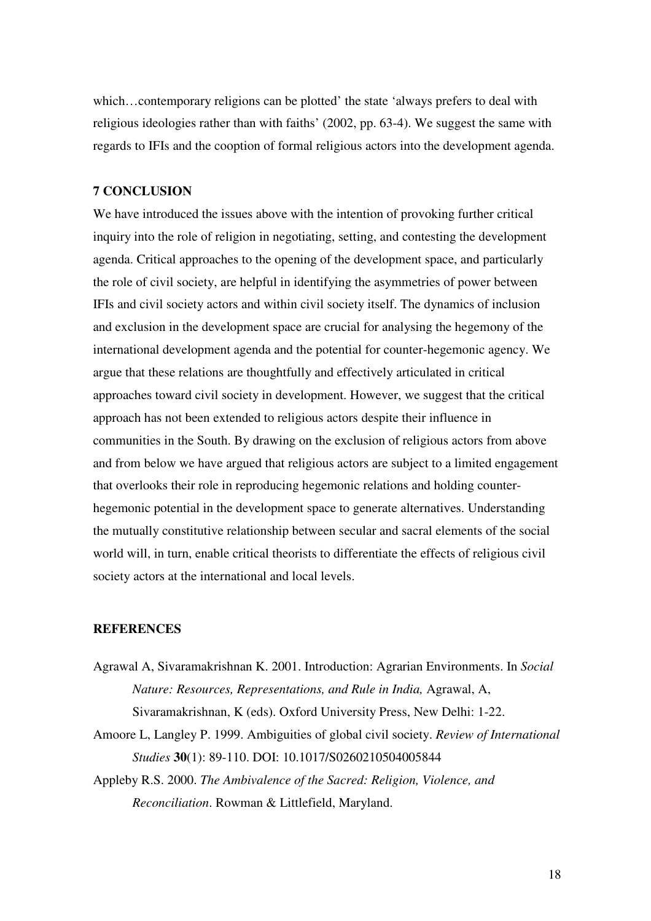which…contemporary religions can be plotted' the state 'always prefers to deal with religious ideologies rather than with faiths' (2002, pp. 63-4). We suggest the same with regards to IFIs and the cooption of formal religious actors into the development agenda.

## 7 CONCLUSION

We have introduced the issues above with the intention of provoking further critical inquiry into the role of religion in negotiating, setting, and contesting the development agenda. Critical approaches to the opening of the development space, and particularly the role of civil society, are helpful in identifying the asymmetries of power between IFIs and civil society actors and within civil society itself. The dynamics of inclusion and exclusion in the development space are crucial for analysing the hegemony of the international development agenda and the potential for counter-hegemonic agency. We argue that these relations are thoughtfully and effectively articulated in critical approaches toward civil society in development. However, we suggest that the critical approach has not been extended to religious actors despite their influence in communities in the South. By drawing on the exclusion of religious actors from above and from below we have argued that religious actors are subject to a limited engagement that overlooks their role in reproducing hegemonic relations and holding counter-hegemonic potential in the development space to generate alternatives. Understanding the mutually constitutive relationship between secular and sacral elements of the social world will, in turn, enable critical theorists to differentiate the effects of religious civil society actors at the international and local levels.

## REFERENCES

Agrawal A, Sivaramakrishnan K. 2001. Introduction: Agrarian Environments. In *Social Nature: Resources, Representations, and Rule in India,* Agrawal, A, Sivaramakrishnan, K (eds). Oxford University Press, New Delhi: 1-22.

Amoore L, Langley P. 1999. Ambiguities of global civil society. *Review of International Studies* **30**(1): 89-110. DOI: 10.1017/S0260210504005844

Appleby R.S. 2000. *The Ambivalence of the Sacred: Religion, Violence, and Reconciliation*. Rowman & Littlefield, Maryland.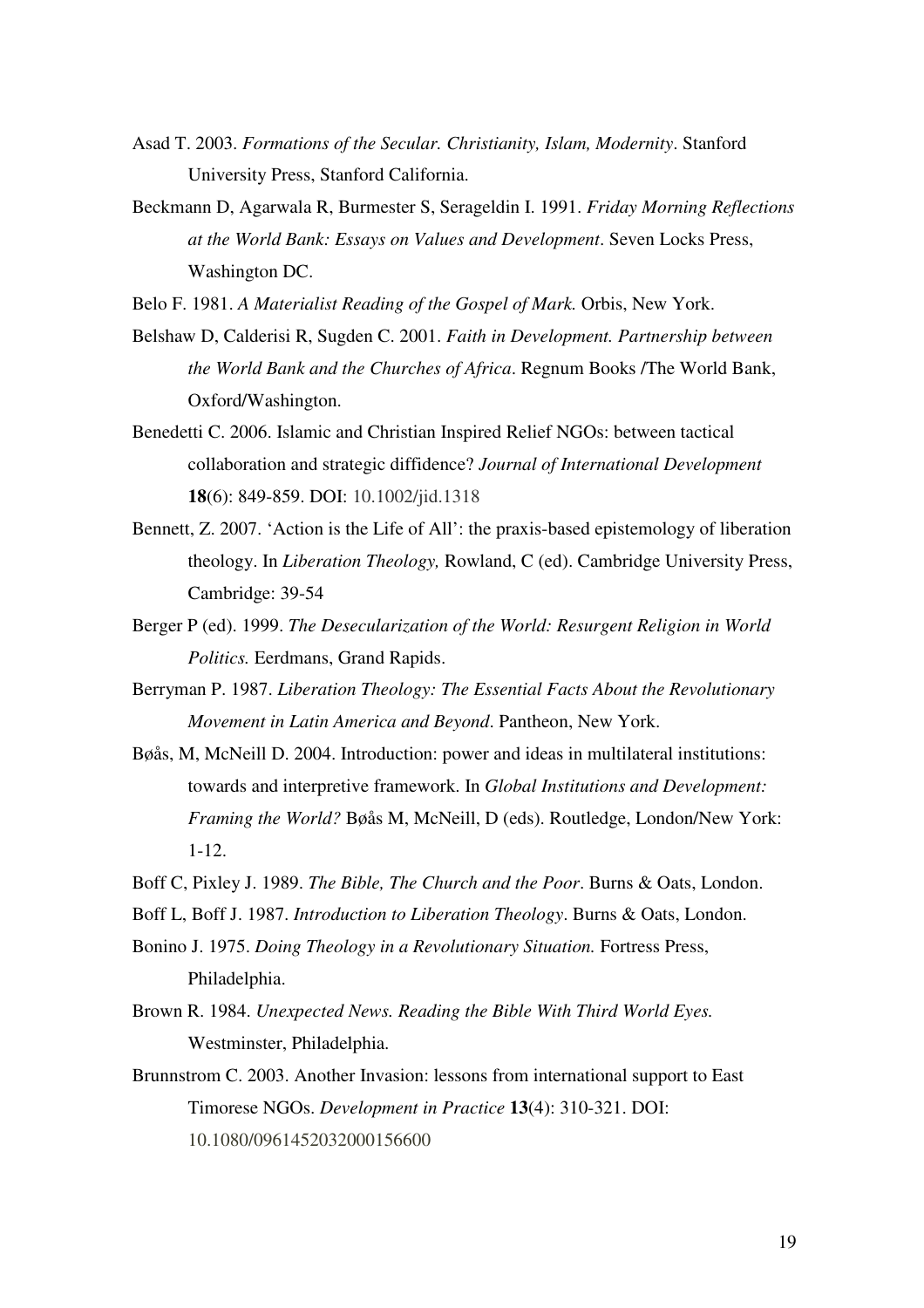Asad T. 2003. *Formations of the Secular. Christianity, Islam, Modernity*. Stanford University Press, Stanford California.

Beckmann D, Agarwala R, Burmester S, Serageldin I. 1991. *Friday Morning Reflections at the World Bank: Essays on Values and Development*. Seven Locks Press, Washington DC.

Belo F. 1981. *A Materialist Reading of the Gospel of Mark.* Orbis, New York.

Belshaw D, Calderisi R, Sugden C. 2001. *Faith in Development. Partnership between the World Bank and the Churches of Africa*. Regnum Books /The World Bank, Oxford/Washington.

Benedetti C. 2006. Islamic and Christian Inspired Relief NGOs: between tactical collaboration and strategic diffidence? *Journal of International Development* **18**(6): 849-859. DOI: 10.1002/jid.1318

Bennett, Z. 2007. 'Action is the Life of All': the praxis-based epistemology of liberation theology. In *Liberation Theology,* Rowland, C (ed). Cambridge University Press, Cambridge: 39-54

Berger P (ed). 1999. *The Desecularization of the World: Resurgent Religion in World Politics.* Eerdmans, Grand Rapids.

Berryman P. 1987. *Liberation Theology: The Essential Facts About the Revolutionary Movement in Latin America and Beyond*. Pantheon, New York.

Bøås, M, McNeill D. 2004. Introduction: power and ideas in multilateral institutions: towards and interpretive framework. In *Global Institutions and Development: Framing the World?* Bøås M, McNeill, D (eds). Routledge, London/New York: 1-12.

Boff C, Pixley J. 1989. *The Bible, The Church and the Poor*. Burns & Oats, London.

Boff L, Boff J. 1987. *Introduction to Liberation Theology*. Burns & Oats, London.

Bonino J. 1975. *Doing Theology in a Revolutionary Situation.* Fortress Press, Philadelphia.

Brown R. 1984. *Unexpected News. Reading the Bible With Third World Eyes.* Westminster, Philadelphia.

Brunnstrom C. 2003. Another Invasion: lessons from international support to East Timorese NGOs. *Development in Practice* **13**(4): 310-321. DOI: 10.1080/0961452032000156600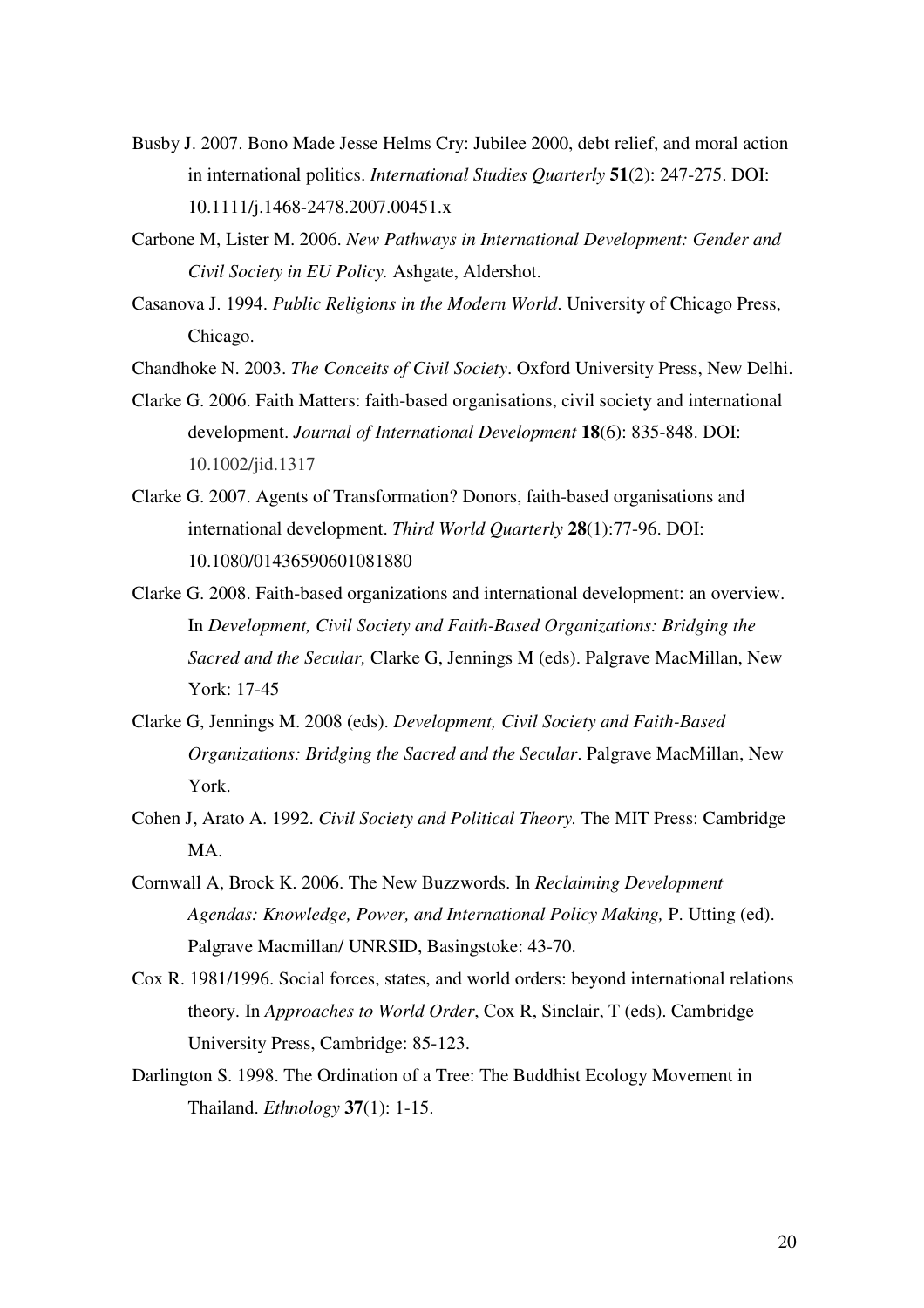Busby J. 2007. Bono Made Jesse Helms Cry: Jubilee 2000, debt relief, and moral action in international politics. *International Studies Quarterly* **51**(2): 247-275. DOI: 10.1111/j.1468-2478.2007.00451.x

Carbone M, Lister M. 2006. *New Pathways in International Development: Gender and Civil Society in EU Policy.* Ashgate, Aldershot.

Casanova J. 1994. *Public Religions in the Modern World*. University of Chicago Press, Chicago.

Chandhoke N. 2003. *The Conceits of Civil Society*. Oxford University Press, New Delhi.

Clarke G. 2006. Faith Matters: faith-based organisations, civil society and international development. *Journal of International Development* **18**(6): 835-848. DOI: 10.1002/jid.1317

Clarke G. 2007. Agents of Transformation? Donors, faith-based organisations and international development. *Third World Quarterly* **28**(1):77-96. DOI: 10.1080/01436590601081880

Clarke G. 2008. Faith-based organizations and international development: an overview. In *Development, Civil Society and Faith-Based Organizations: Bridging the Sacred and the Secular,* Clarke G, Jennings M (eds). Palgrave MacMillan, New York: 17-45

Clarke G, Jennings M. 2008 (eds). *Development, Civil Society and Faith-Based Organizations: Bridging the Sacred and the Secular*. Palgrave MacMillan, New York.

Cohen J, Arato A. 1992. *Civil Society and Political Theory.* The MIT Press: Cambridge MA.

Cornwall A, Brock K. 2006. The New Buzzwords. In *Reclaiming Development Agendas: Knowledge, Power, and International Policy Making,* P. Utting (ed). Palgrave Macmillan/ UNRSID, Basingstoke: 43-70.

Cox R. 1981/1996. Social forces, states, and world orders: beyond international relations theory. In *Approaches to World Order*, Cox R, Sinclair, T (eds). Cambridge University Press, Cambridge: 85-123.

Darlington S. 1998. The Ordination of a Tree: The Buddhist Ecology Movement in Thailand. *Ethnology* **37**(1): 1-15.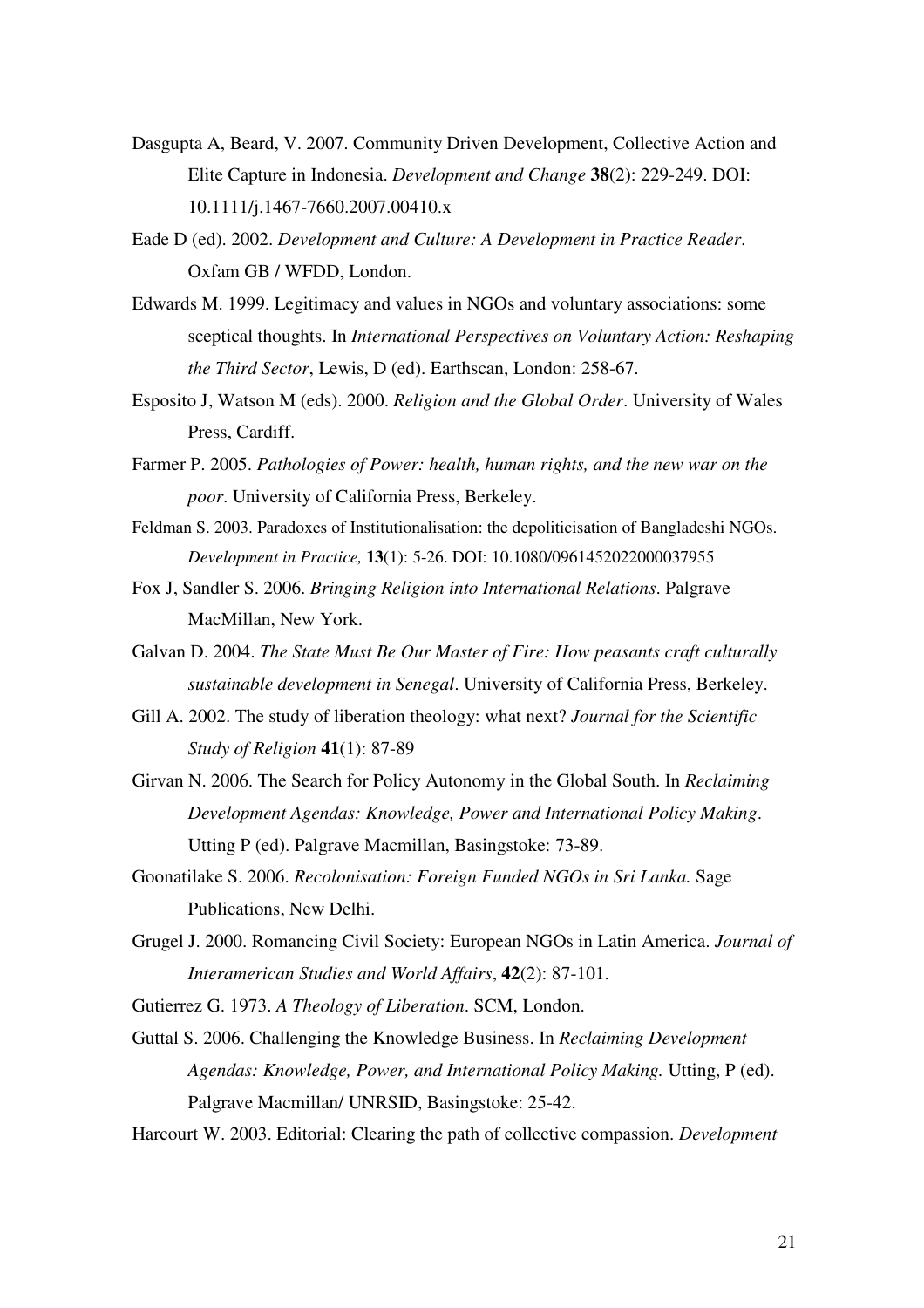Dasgupta A, Beard, V. 2007. Community Driven Development, Collective Action and Elite Capture in Indonesia. *Development and Change* **38**(2): 229-249. DOI: 10.1111/j.1467-7660.2007.00410.x

Eade D (ed). 2002. *Development and Culture: A Development in Practice Reader*. Oxfam GB / WFDD, London.

Edwards M. 1999. Legitimacy and values in NGOs and voluntary associations: some sceptical thoughts. In *International Perspectives on Voluntary Action: Reshaping the Third Sector*, Lewis, D (ed). Earthscan, London: 258-67.

Esposito J, Watson M (eds). 2000. *Religion and the Global Order*. University of Wales Press, Cardiff.

Farmer P. 2005. *Pathologies of Power: health, human rights, and the new war on the poor*. University of California Press, Berkeley.

Feldman S. 2003. Paradoxes of Institutionalisation: the depoliticisation of Bangladeshi NGOs. *Development in Practice,* **13**(1): 5-26. DOI: 10.1080/0961452022000037955

Fox J, Sandler S. 2006. *Bringing Religion into International Relations*. Palgrave MacMillan, New York.

Galvan D. 2004. *The State Must Be Our Master of Fire: How peasants craft culturally sustainable development in Senegal*. University of California Press, Berkeley.

Gill A. 2002. The study of liberation theology: what next? *Journal for the Scientific Study of Religion* **41**(1): 87-89

Girvan N. 2006. The Search for Policy Autonomy in the Global South. In *Reclaiming Development Agendas: Knowledge, Power and International Policy Making*. Utting P (ed). Palgrave Macmillan, Basingstoke: 73-89.

Goonatilake S. 2006. *Recolonisation: Foreign Funded NGOs in Sri Lanka.* Sage Publications, New Delhi.

Grugel J. 2000. Romancing Civil Society: European NGOs in Latin America. *Journal of Interamerican Studies and World Affairs*, **42**(2): 87-101.

Gutierrez G. 1973. *A Theology of Liberation*. SCM, London.

Guttal S. 2006. Challenging the Knowledge Business. In *Reclaiming Development Agendas: Knowledge, Power, and International Policy Making.* Utting, P (ed). Palgrave Macmillan/ UNRSID, Basingstoke: 25-42.

Harcourt W. 2003. Editorial: Clearing the path of collective compassion. *Development*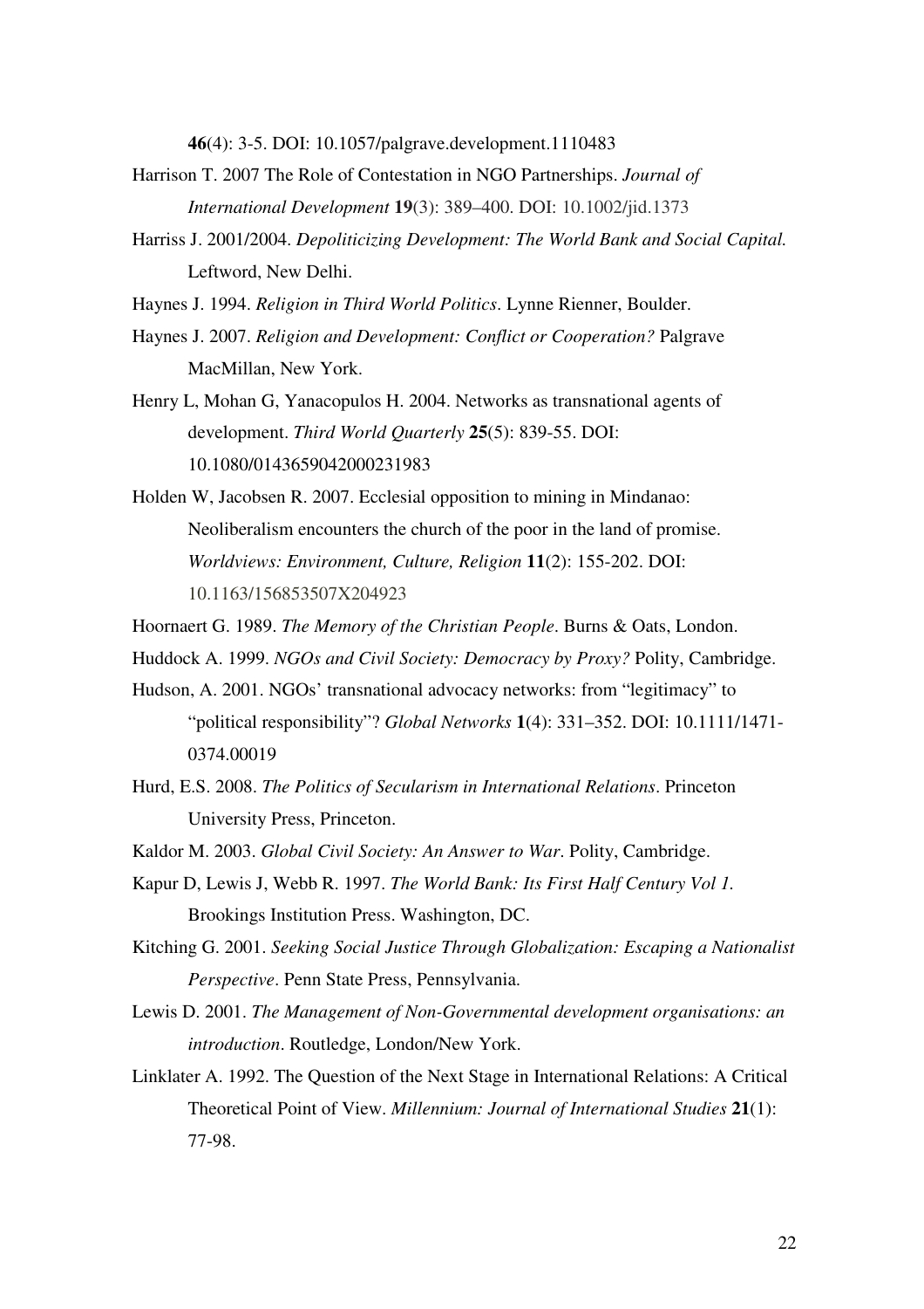**46**(4): 3-5. DOI: 10.1057/palgrave.development.1110483

Harrison T. 2007 The Role of Contestation in NGO Partnerships. *Journal of International Development* **19**(3): 389–400. DOI: 10.1002/jid.1373

Harriss J. 2001/2004. *Depoliticizing Development: The World Bank and Social Capital.* Leftword, New Delhi.

Haynes J. 1994. *Religion in Third World Politics*. Lynne Rienner, Boulder.

Haynes J. 2007. *Religion and Development: Conflict or Cooperation?* Palgrave MacMillan, New York.

Henry L, Mohan G, Yanacopulos H. 2004. Networks as transnational agents of development. *Third World Quarterly* **25**(5): 839-55. DOI: 10.1080/0143659042000231983

Holden W, Jacobsen R. 2007. Ecclesial opposition to mining in Mindanao: Neoliberalism encounters the church of the poor in the land of promise. *Worldviews: Environment, Culture, Religion* **11**(2): 155-202. DOI: 10.1163/156853507X204923

Hoornaert G. 1989. *The Memory of the Christian People*. Burns & Oats, London.

Huddock A. 1999. *NGOs and Civil Society: Democracy by Proxy?* Polity, Cambridge.

Hudson, A. 2001. NGOs' transnational advocacy networks: from "legitimacy" to "political responsibility"? *Global Networks* **1**(4): 331–352. DOI: 10.1111/1471-0374.00019

Hurd, E.S. 2008. *The Politics of Secularism in International Relations*. Princeton University Press, Princeton.

Kaldor M. 2003. *Global Civil Society: An Answer to War*. Polity, Cambridge.

Kapur D, Lewis J, Webb R. 1997. *The World Bank: Its First Half Century Vol 1*. Brookings Institution Press. Washington, DC.

Kitching G. 2001. *Seeking Social Justice Through Globalization: Escaping a Nationalist Perspective*. Penn State Press, Pennsylvania.

Lewis D. 2001. *The Management of Non-Governmental development organisations: an introduction*. Routledge, London/New York.

Linklater A. 1992. The Question of the Next Stage in International Relations: A Critical Theoretical Point of View. *Millennium: Journal of International Studies* **21**(1): 77-98.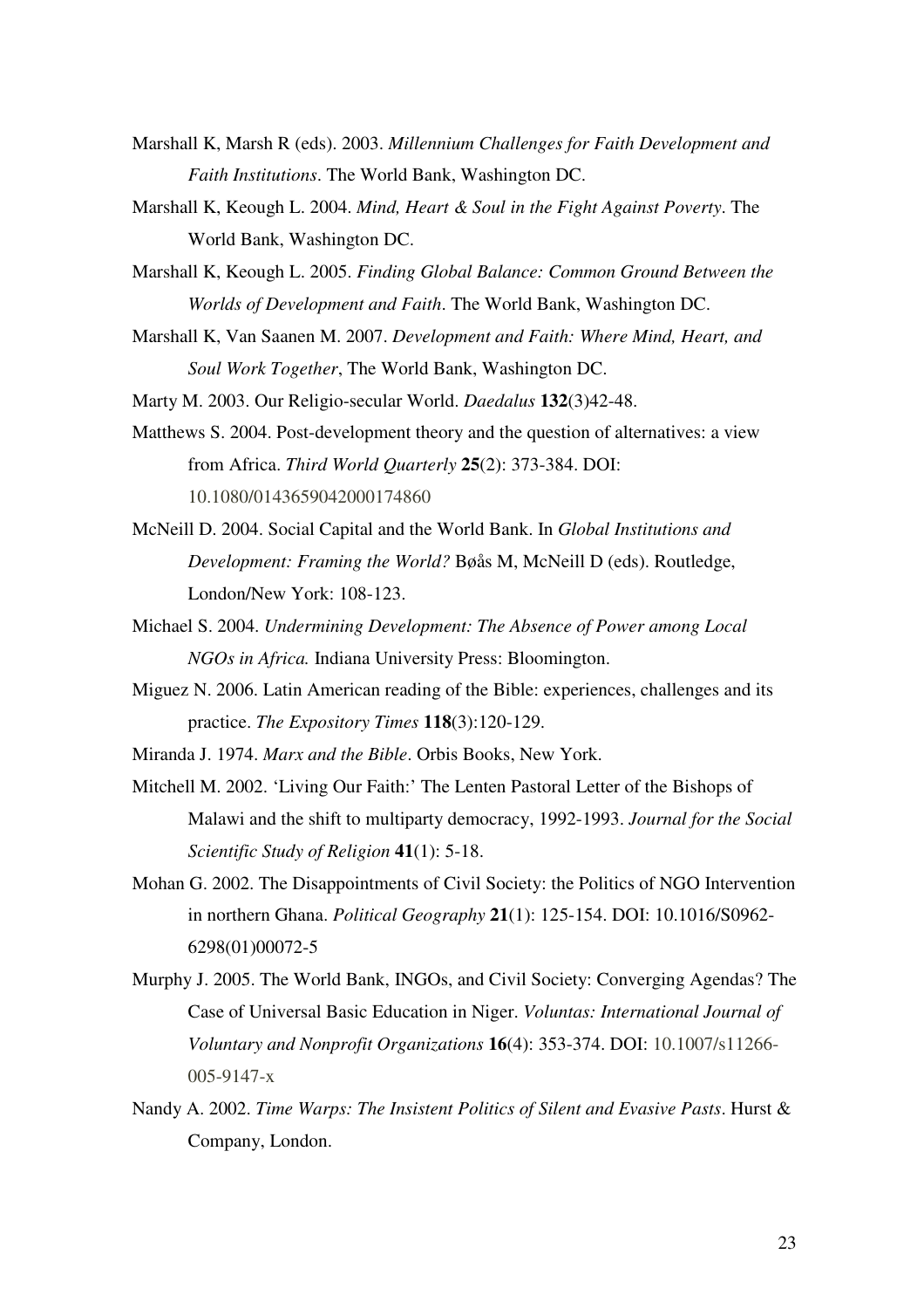Marshall K, Marsh R (eds). 2003. *Millennium Challenges for Faith Development and Faith Institutions*. The World Bank, Washington DC.

Marshall K, Keough L. 2004. *Mind, Heart & Soul in the Fight Against Poverty*. The World Bank, Washington DC.

Marshall K, Keough L. 2005. *Finding Global Balance: Common Ground Between the Worlds of Development and Faith*. The World Bank, Washington DC.

Marshall K, Van Saanen M. 2007. *Development and Faith: Where Mind, Heart, and Soul Work Together*, The World Bank, Washington DC.

Marty M. 2003. Our Religio-secular World. *Daedalus* **132**(3)42-48.

Matthews S. 2004. Post-development theory and the question of alternatives: a view from Africa. *Third World Quarterly* **25**(2): 373-384. DOI: 10.1080/0143659042000174860

McNeill D. 2004. Social Capital and the World Bank. In *Global Institutions and Development: Framing the World?* Bøås M, McNeill D (eds). Routledge, London/New York: 108-123.

Michael S. 2004. *Undermining Development: The Absence of Power among Local NGOs in Africa.* Indiana University Press: Bloomington.

Miguez N. 2006. Latin American reading of the Bible: experiences, challenges and its practice. *The Expository Times* **118**(3):120-129.

Miranda J. 1974. *Marx and the Bible*. Orbis Books, New York.

Mitchell M. 2002. 'Living Our Faith:' The Lenten Pastoral Letter of the Bishops of Malawi and the shift to multiparty democracy, 1992-1993. *Journal for the Social Scientific Study of Religion* **41**(1): 5-18.

Mohan G. 2002. The Disappointments of Civil Society: the Politics of NGO Intervention in northern Ghana. *Political Geography* **21**(1): 125-154. DOI: 10.1016/S0962-6298(01)00072-5

Murphy J. 2005. The World Bank, INGOs, and Civil Society: Converging Agendas? The Case of Universal Basic Education in Niger. *Voluntas: International Journal of Voluntary and Nonprofit Organizations* **16**(4): 353-374. DOI: 10.1007/s11266-005-9147-x

Nandy A. 2002. *Time Warps: The Insistent Politics of Silent and Evasive Pasts*. Hurst & Company, London.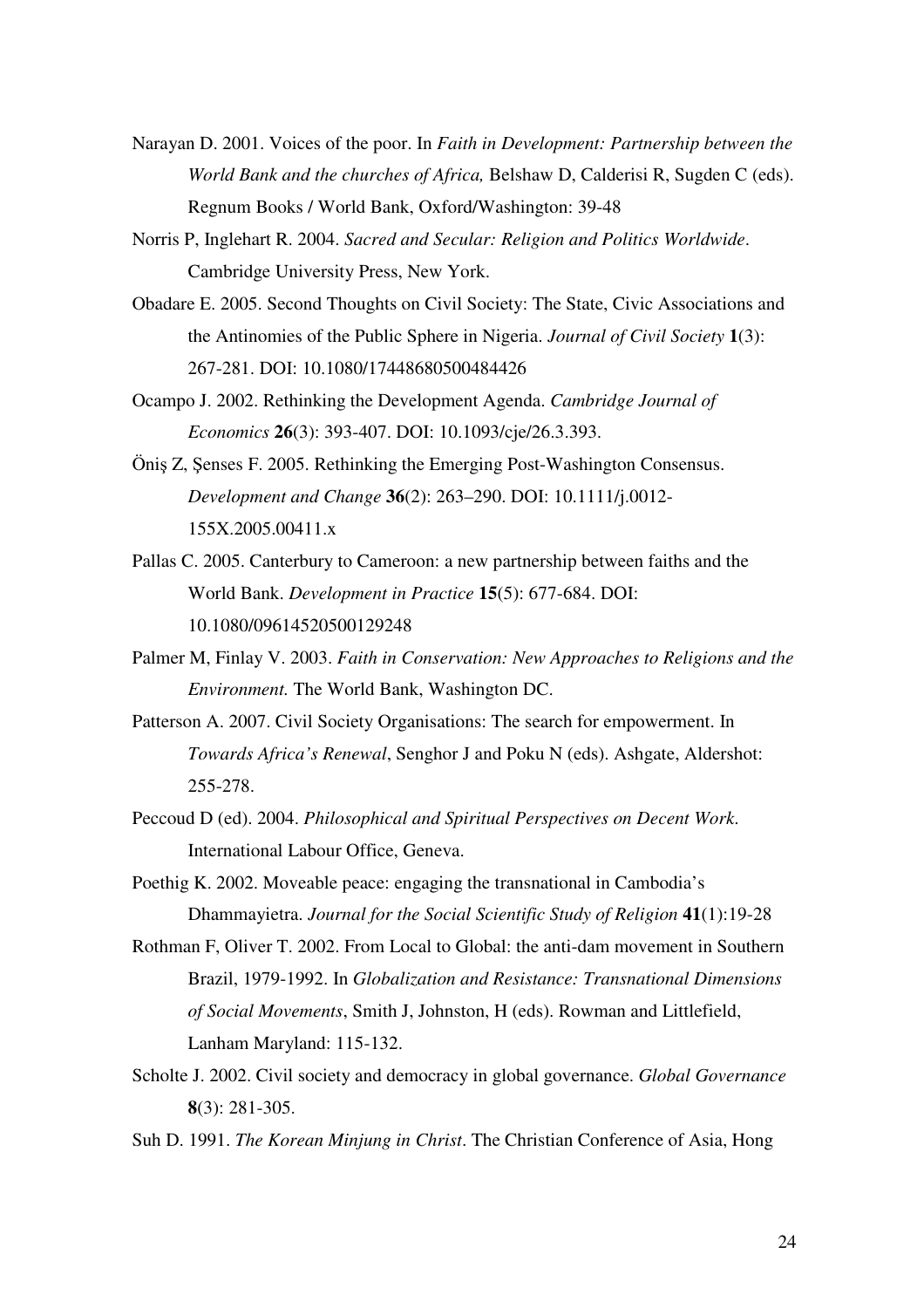Narayan D. 2001. Voices of the poor. In *Faith in Development: Partnership between the World Bank and the churches of Africa,* Belshaw D, Calderisi R, Sugden C (eds). Regnum Books / World Bank, Oxford/Washington: 39-48

Norris P, Inglehart R. 2004. *Sacred and Secular: Religion and Politics Worldwide*. Cambridge University Press, New York.

Obadare E. 2005. Second Thoughts on Civil Society: The State, Civic Associations and the Antinomies of the Public Sphere in Nigeria. *Journal of Civil Society* **1**(3): 267-281. DOI: 10.1080/17448680500484426

Ocampo J. 2002. Rethinking the Development Agenda. *Cambridge Journal of Economics* **26**(3): 393-407. DOI: 10.1093/cje/26.3.393.

Öniş Z, Şenses F. 2005. Rethinking the Emerging Post-Washington Consensus. *Development and Change* **36**(2): 263–290. DOI: 10.1111/j.0012-155X.2005.00411.x

Pallas C. 2005. Canterbury to Cameroon: a new partnership between faiths and the World Bank. *Development in Practice* **15**(5): 677-684. DOI: 10.1080/09614520500129248

Palmer M, Finlay V. 2003. *Faith in Conservation: New Approaches to Religions and the Environment.* The World Bank, Washington DC.

Patterson A. 2007. Civil Society Organisations: The search for empowerment. In *Towards Africa's Renewal*, Senghor J and Poku N (eds). Ashgate, Aldershot: 255-278.

Peccoud D (ed). 2004. *Philosophical and Spiritual Perspectives on Decent Work*. International Labour Office, Geneva.

Poethig K. 2002. Moveable peace: engaging the transnational in Cambodia's Dhammayietra. *Journal for the Social Scientific Study of Religion* **41**(1):19-28

Rothman F, Oliver T. 2002. From Local to Global: the anti-dam movement in Southern Brazil, 1979-1992. In *Globalization and Resistance: Transnational Dimensions of Social Movements*, Smith J, Johnston, H (eds). Rowman and Littlefield, Lanham Maryland: 115-132.

Scholte J. 2002. Civil society and democracy in global governance. *Global Governance* **8**(3): 281-305.

Suh D. 1991. *The Korean Minjung in Christ*. The Christian Conference of Asia, Hong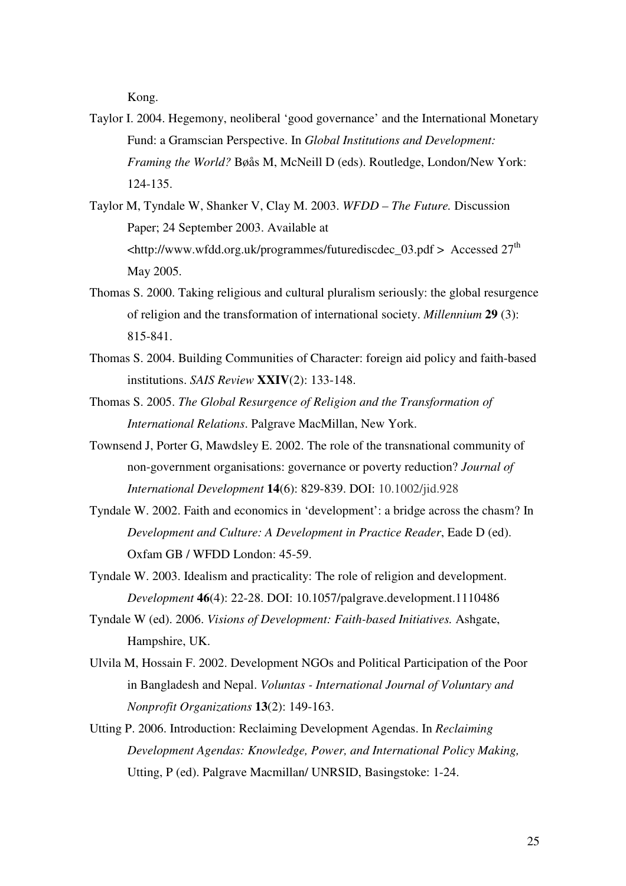Kong.

Taylor I. 2004. Hegemony, neoliberal 'good governance' and the International Monetary Fund: a Gramscian Perspective. In *Global Institutions and Development: Framing the World?* Bøås M, McNeill D (eds). Routledge, London/New York: 124-135.

Taylor M, Tyndale W, Shanker V, Clay M. 2003. *WFDD – The Future.* Discussion Paper; 24 September 2003. Available at <http://www.wfdd.org.uk/programmes/futurediscdec_03.pdf > Accessed 27th May 2005.

Thomas S. 2000. Taking religious and cultural pluralism seriously: the global resurgence of religion and the transformation of international society. *Millennium* **29** (3): 815-841.

Thomas S. 2004. Building Communities of Character: foreign aid policy and faith-based institutions. *SAIS Review* **XXIV**(2): 133-148.

Thomas S. 2005. *The Global Resurgence of Religion and the Transformation of International Relations*. Palgrave MacMillan, New York.

Townsend J, Porter G, Mawdsley E. 2002. The role of the transnational community of non-government organisations: governance or poverty reduction? *Journal of International Development* **14**(6): 829-839. DOI: 10.1002/jid.928

Tyndale W. 2002. Faith and economics in 'development': a bridge across the chasm? In *Development and Culture: A Development in Practice Reader*, Eade D (ed). Oxfam GB / WFDD London: 45-59.

Tyndale W. 2003. Idealism and practicality: The role of religion and development. *Development* **46**(4): 22-28. DOI: 10.1057/palgrave.development.1110486

Tyndale W (ed). 2006. *Visions of Development: Faith-based Initiatives.* Ashgate, Hampshire, UK.

Ulvila M, Hossain F. 2002. Development NGOs and Political Participation of the Poor in Bangladesh and Nepal. *Voluntas - International Journal of Voluntary and Nonprofit Organizations* **13**(2): 149-163.

Utting P. 2006. Introduction: Reclaiming Development Agendas. In *Reclaiming Development Agendas: Knowledge, Power, and International Policy Making,* Utting, P (ed). Palgrave Macmillan/ UNRSID, Basingstoke: 1-24.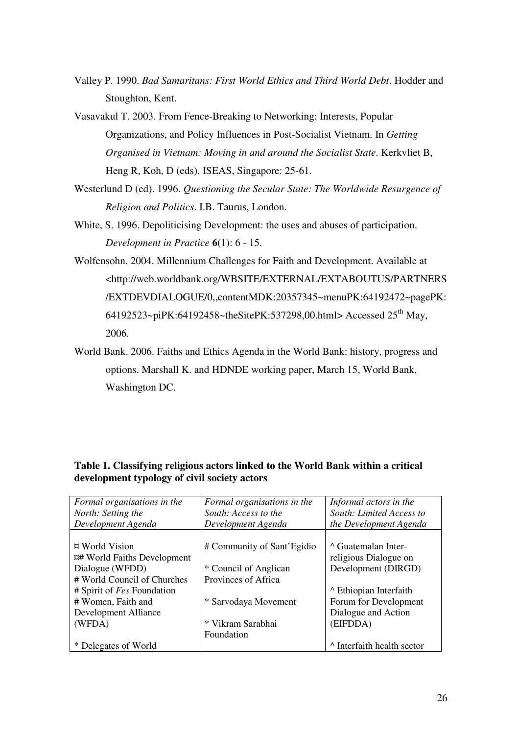Valley P. 1990. *Bad Samaritans: First World Ethics and Third World Debt*. Hodder and Stoughton, Kent.

Vasavakul T. 2003. From Fence-Breaking to Networking: Interests, Popular Organizations, and Policy Influences in Post-Socialist Vietnam. In *Getting Organised in Vietnam: Moving in and around the Socialist State*. Kerkvliet B, Heng R, Koh, D (eds). ISEAS, Singapore: 25-61.

Westerlund D (ed). 1996. *Questioning the Secular State: The Worldwide Resurgence of Religion and Politics*. I.B. Taurus, London.

White, S. 1996. Depoliticising Development: the uses and abuses of participation. *Development in Practice* **6**(1): 6 - 15.

Wolfensohn. 2004. Millennium Challenges for Faith and Development. Available at <http://web.worldbank.org/WBSITE/EXTERNAL/EXTABOUTUS/PARTNERS/EXTDEVDIALOGUE/0,,contentMDK:20357345~menuPK:64192472~pagePK:64192523~piPK:64192458~theSitePK:537298,00.html> Accessed 25th May, 2006.

World Bank. 2006. Faiths and Ethics Agenda in the World Bank: history, progress and options. Marshall K. and HDNDE working paper, March 15, World Bank, Washington DC.

**Table 1. Classifying religious actors linked to the World Bank within a critical development typology of civil society actors**

| *Formal organisations in the North: Setting the Development Agenda* | *Formal organisations in the South: Access to the Development Agenda* | *Informal actors in the South: Limited Access to the Development Agenda* |
|---|---|---|
| ¤ World Vision<br>¤# World Faiths Development Dialogue (WFDD)<br># World Council of Churches<br># Spirit of *Fes* Foundation<br># Women, Faith and Development Alliance (WFDA)<br><br>* Delegates of World | # Community of Sant'Egidio<br><br>* Council of Anglican Provinces of Africa<br><br>* Sarvodaya Movement<br><br>* Vikram Sarabhai Foundation | ^ Guatemalan Inter-religious Dialogue on Development (DIRGD)<br><br>^ Ethiopian Interfaith Forum for Development Dialogue and Action (EIFDDA)<br><br>^ Interfaith health sector |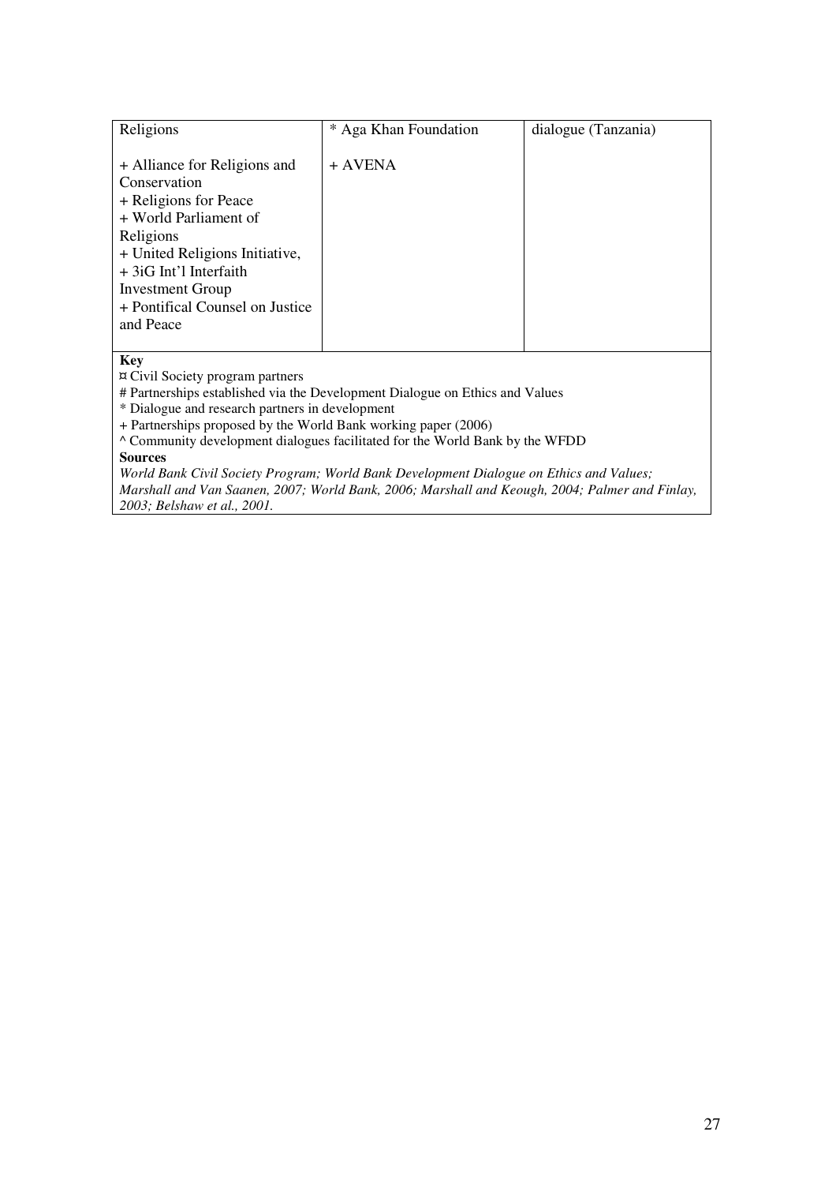| | | |
|---|---|---|
| Religions<br><br>+ Alliance for Religions and Conservation<br>+ Religions for Peace<br>+ World Parliament of Religions<br>+ United Religions Initiative,<br>+ 3iG Int'l Interfaith Investment Group<br>+ Pontifical Counsel on Justice and Peace | * Aga Khan Foundation<br><br>+ AVENA | dialogue (Tanzania) |

**Key**
¤ Civil Society program partners
# Partnerships established via the Development Dialogue on Ethics and Values
* Dialogue and research partners in development
+ Partnerships proposed by the World Bank working paper (2006)
^ Community development dialogues facilitated for the World Bank by the WFDD

**Sources**
*World Bank Civil Society Program; World Bank Development Dialogue on Ethics and Values; Marshall and Van Saanen, 2007; World Bank, 2006; Marshall and Keough, 2004; Palmer and Finlay, 2003; Belshaw et al., 2001.*